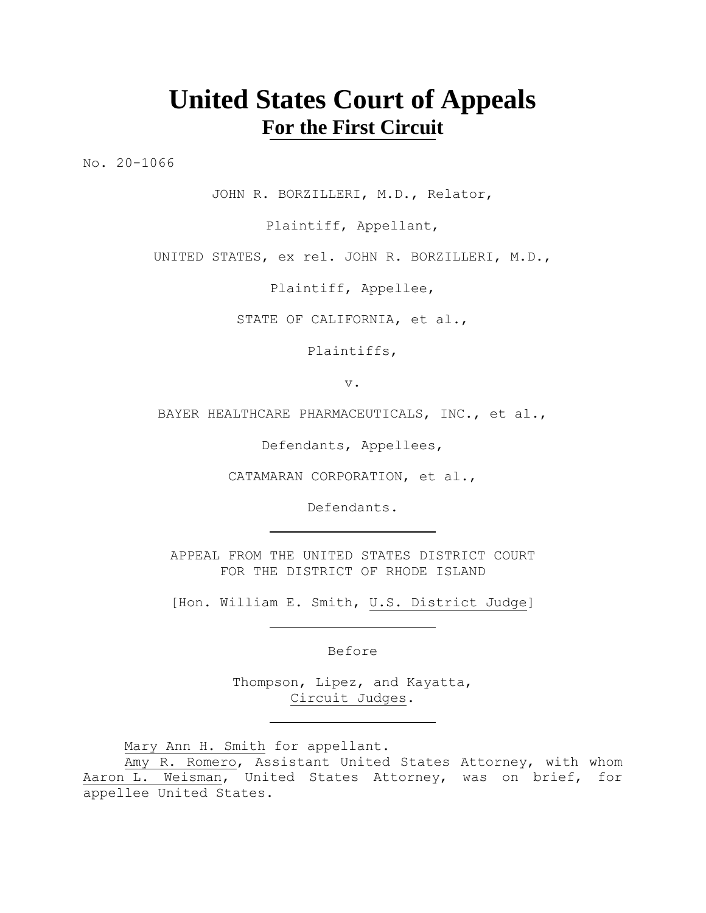# United States Court of Appeals
## For the First Circuit

No. 20-1066

JOHN R. BORZILLERI, M.D., Relator,

Plaintiff, Appellant,

UNITED STATES, ex rel. JOHN R. BORZILLERI, M.D.,

Plaintiff, Appellee,

STATE OF CALIFORNIA, et al.,

Plaintiffs,

v.

BAYER HEALTHCARE PHARMACEUTICALS, INC., et al.,

Defendants, Appellees,

CATAMARAN CORPORATION, et al.,

Defendants.

---

APPEAL FROM THE UNITED STATES DISTRICT COURT
FOR THE DISTRICT OF RHODE ISLAND

[Hon. William E. Smith, U.S. District Judge]

---

Before

Thompson, Lipez, and Kayatta,
Circuit Judges.

---

Mary Ann H. Smith for appellant.

Amy R. Romero, Assistant United States Attorney, with whom Aaron L. Weisman, United States Attorney, was on brief, for appellee United States.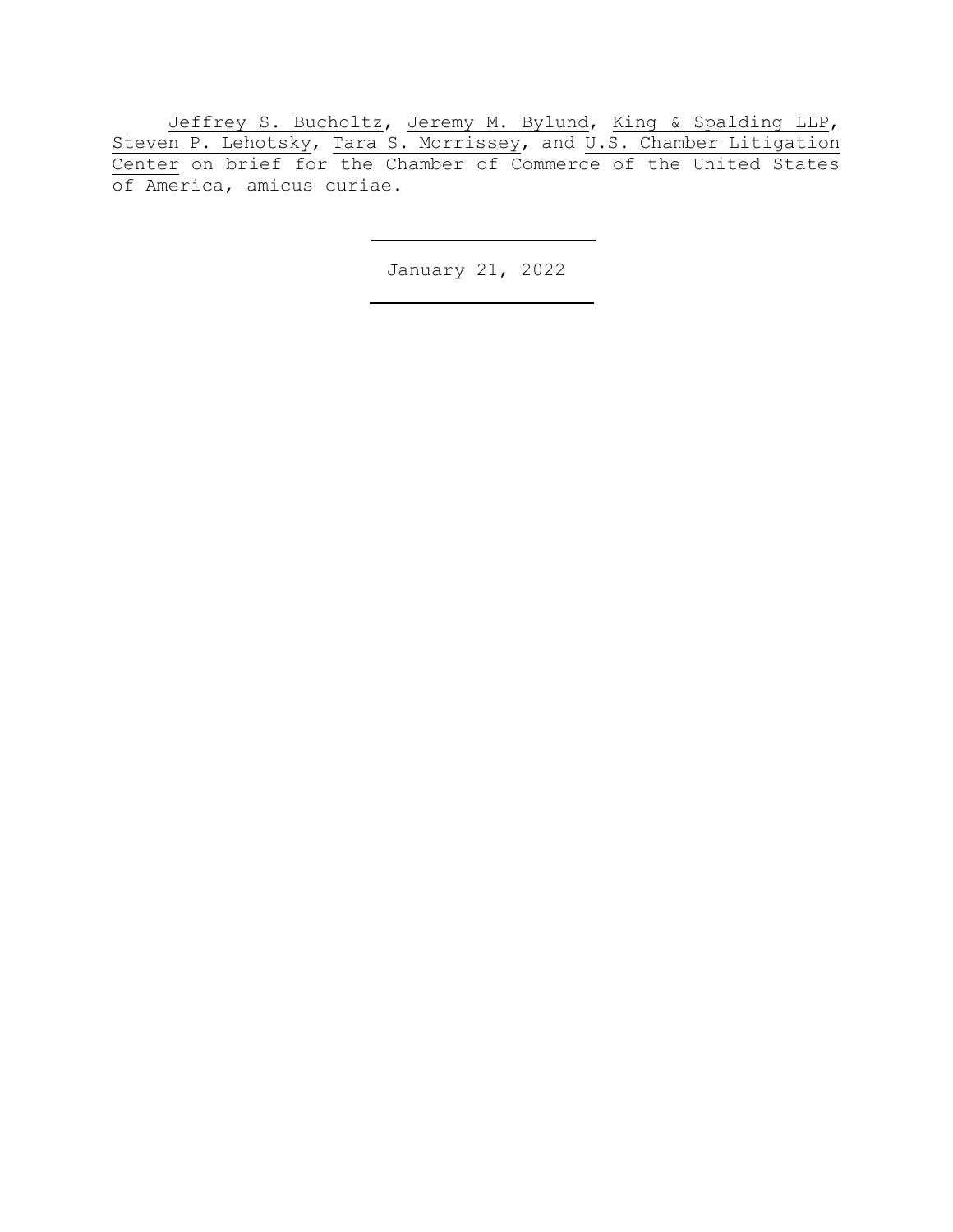Jeffrey S. Bucholtz, Jeremy M. Bylund, King & Spalding LLP, Steven P. Lehotsky, Tara S. Morrissey, and U.S. Chamber Litigation Center on brief for the Chamber of Commerce of the United States of America, amicus curiae.

---

January 21, 2022

---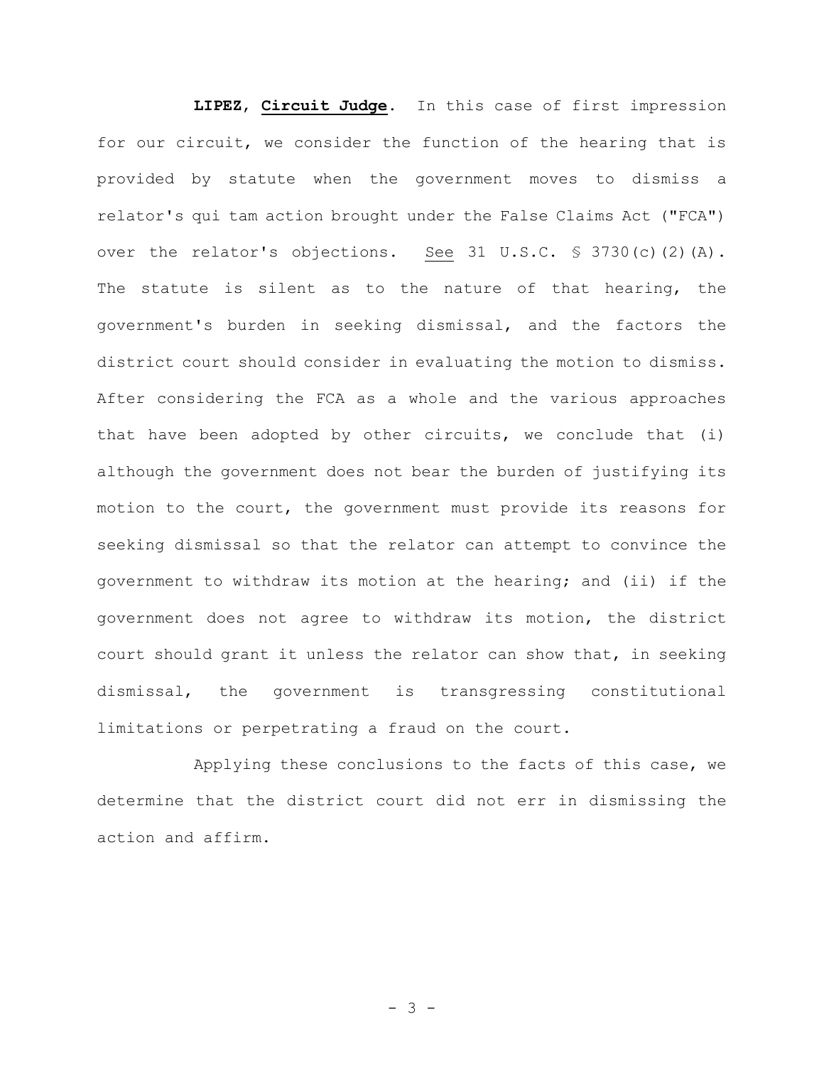**LIPEZ**, **Circuit Judge**. In this case of first impression for our circuit, we consider the function of the hearing that is provided by statute when the government moves to dismiss a relator's qui tam action brought under the False Claims Act ("FCA") over the relator's objections. See 31 U.S.C. § 3730(c)(2)(A). The statute is silent as to the nature of that hearing, the government's burden in seeking dismissal, and the factors the district court should consider in evaluating the motion to dismiss. After considering the FCA as a whole and the various approaches that have been adopted by other circuits, we conclude that (i) although the government does not bear the burden of justifying its motion to the court, the government must provide its reasons for seeking dismissal so that the relator can attempt to convince the government to withdraw its motion at the hearing; and (ii) if the government does not agree to withdraw its motion, the district court should grant it unless the relator can show that, in seeking dismissal, the government is transgressing constitutional limitations or perpetrating a fraud on the court.

Applying these conclusions to the facts of this case, we determine that the district court did not err in dismissing the action and affirm.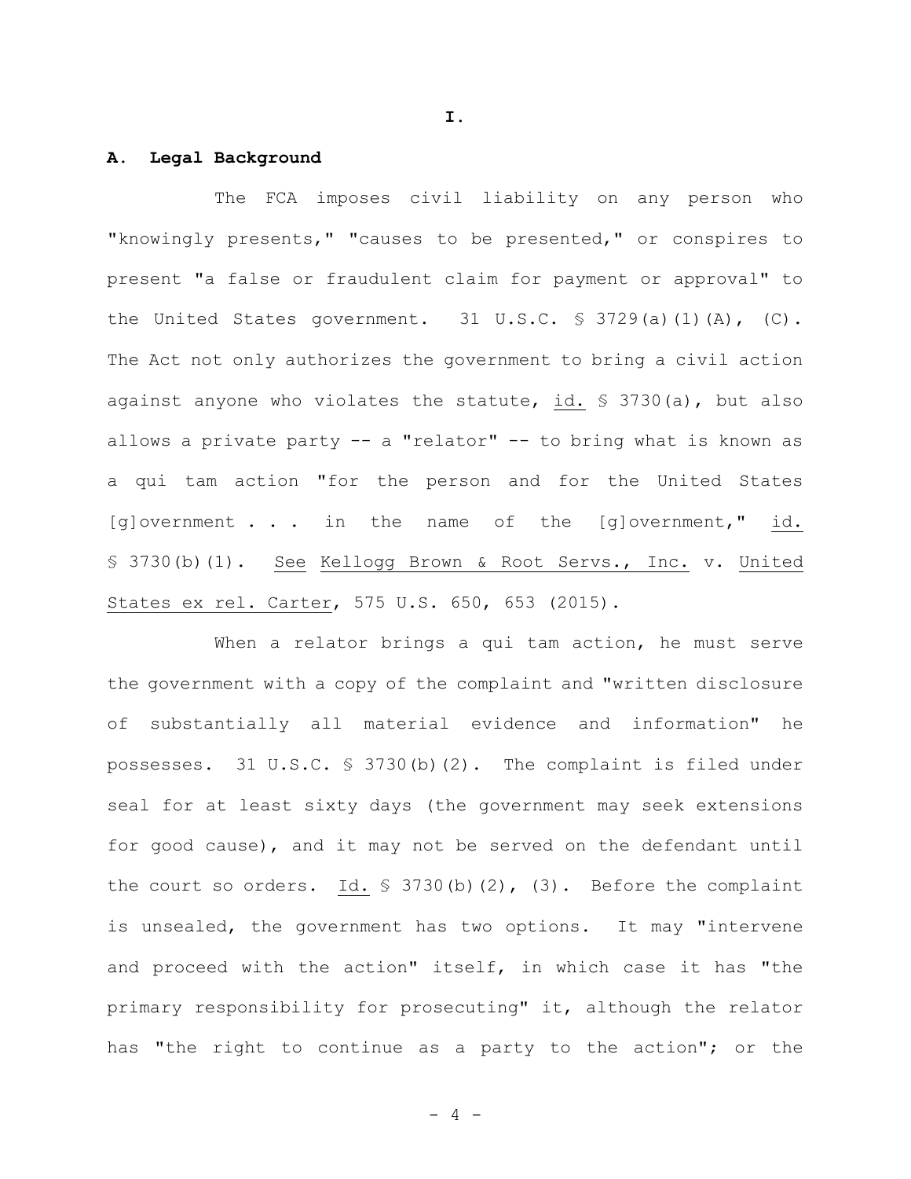# I.

## A. Legal Background

The FCA imposes civil liability on any person who "knowingly presents," "causes to be presented," or conspires to present "a false or fraudulent claim for payment or approval" to the United States government. 31 U.S.C. § 3729(a)(1)(A), (C). The Act not only authorizes the government to bring a civil action against anyone who violates the statute, id. § 3730(a), but also allows a private party -- a "relator" -- to bring what is known as a qui tam action "for the person and for the United States [g]overnment . . . in the name of the [g]overnment," id. § 3730(b)(1). See Kellogg Brown & Root Servs., Inc. v. United States ex rel. Carter, 575 U.S. 650, 653 (2015).

When a relator brings a qui tam action, he must serve the government with a copy of the complaint and "written disclosure of substantially all material evidence and information" he possesses. 31 U.S.C. § 3730(b)(2). The complaint is filed under seal for at least sixty days (the government may seek extensions for good cause), and it may not be served on the defendant until the court so orders. Id. § 3730(b)(2), (3). Before the complaint is unsealed, the government has two options. It may "intervene and proceed with the action" itself, in which case it has "the primary responsibility for prosecuting" it, although the relator has "the right to continue as a party to the action"; or the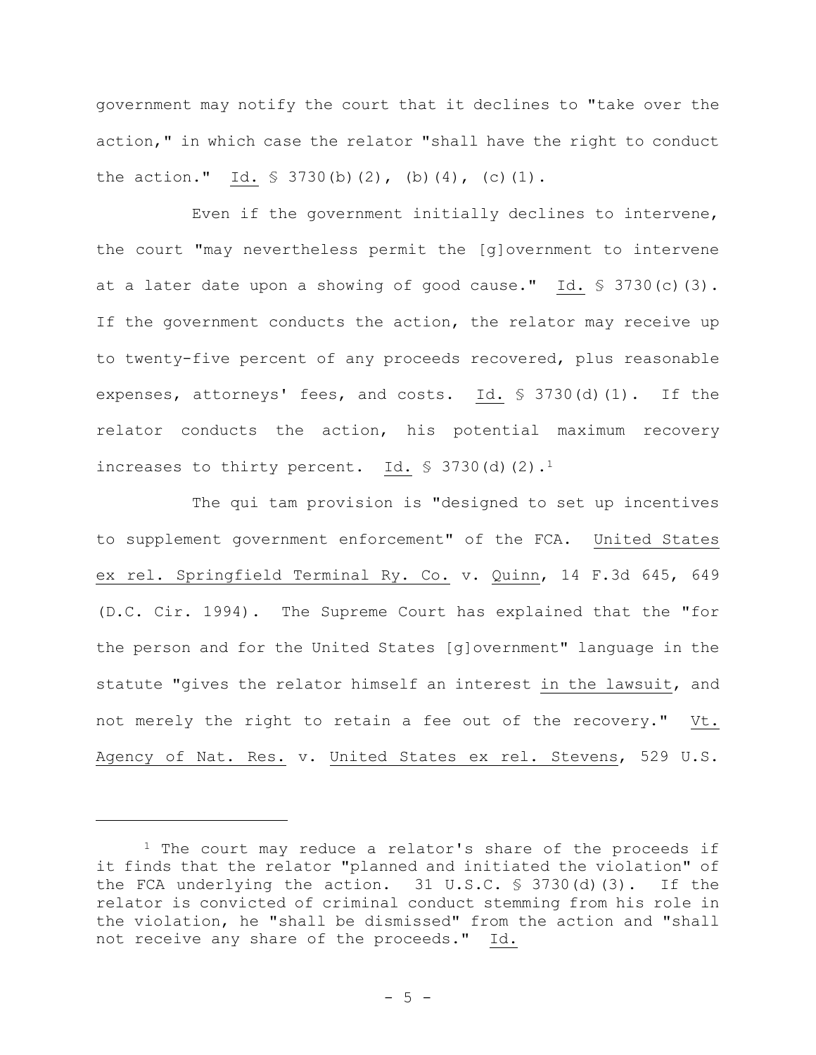government may notify the court that it declines to "take over the action," in which case the relator "shall have the right to conduct the action." Id. § 3730(b)(2), (b)(4), (c)(1).

Even if the government initially declines to intervene, the court "may nevertheless permit the [g]overnment to intervene at a later date upon a showing of good cause." Id. § 3730(c)(3). If the government conducts the action, the relator may receive up to twenty-five percent of any proceeds recovered, plus reasonable expenses, attorneys' fees, and costs. Id. § 3730(d)(1). If the relator conducts the action, his potential maximum recovery increases to thirty percent. Id. § 3730(d)(2).[1]

The qui tam provision is "designed to set up incentives to supplement government enforcement" of the FCA. United States ex rel. Springfield Terminal Ry. Co. v. Quinn, 14 F.3d 645, 649 (D.C. Cir. 1994). The Supreme Court has explained that the "for the person and for the United States [g]overnment" language in the statute "gives the relator himself an interest in the lawsuit, and not merely the right to retain a fee out of the recovery." Vt. Agency of Nat. Res. v. United States ex rel. Stevens, 529 U.S.

---

[1] The court may reduce a relator's share of the proceeds if it finds that the relator "planned and initiated the violation" of the FCA underlying the action. 31 U.S.C. § 3730(d)(3). If the relator is convicted of criminal conduct stemming from his role in the violation, he "shall be dismissed" from the action and "shall not receive any share of the proceeds." Id.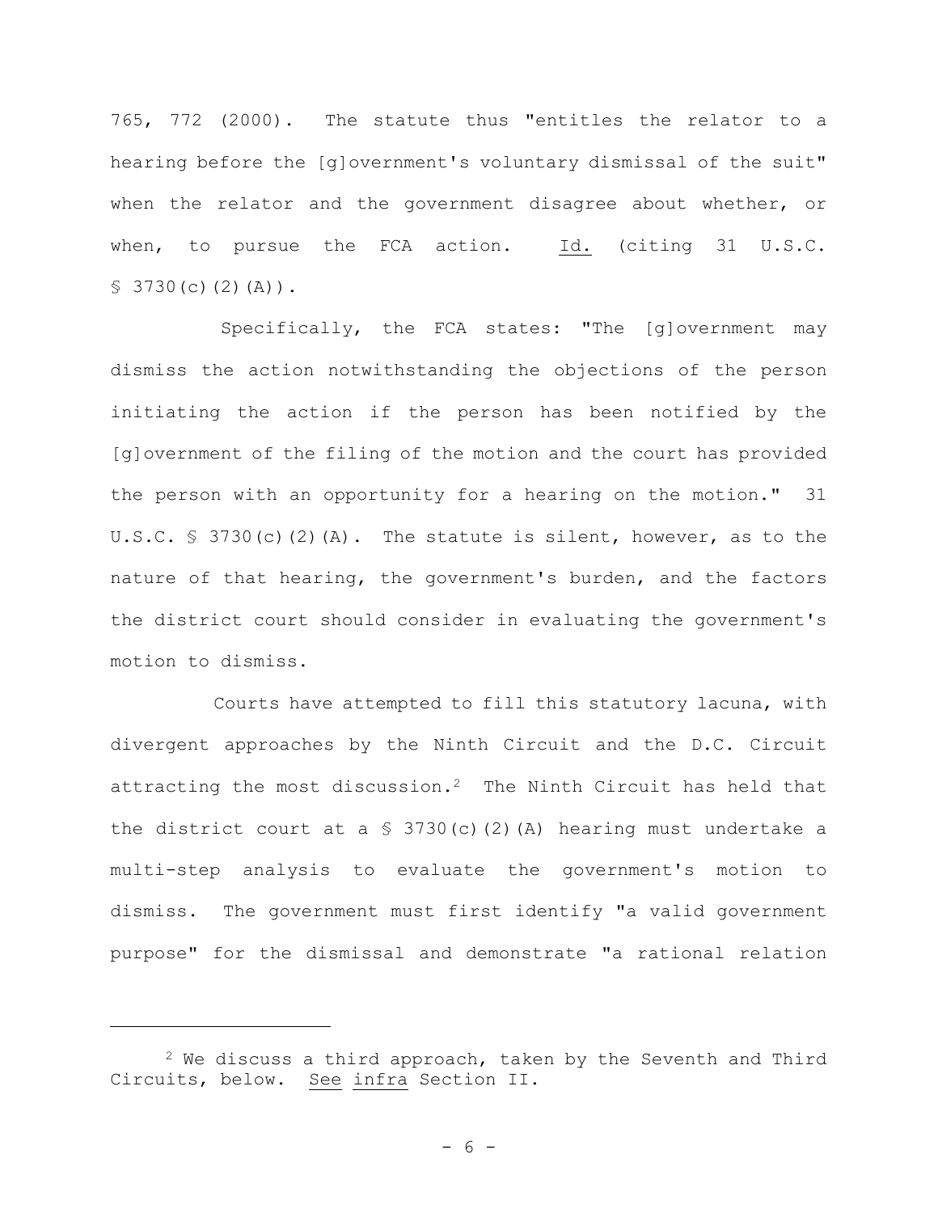765, 772 (2000). The statute thus "entitles the relator to a hearing before the [g]overnment's voluntary dismissal of the suit" when the relator and the government disagree about whether, or when, to pursue the FCA action. Id. (citing 31 U.S.C. § 3730(c)(2)(A)).

Specifically, the FCA states: "The [g]overnment may dismiss the action notwithstanding the objections of the person initiating the action if the person has been notified by the [g]overnment of the filing of the motion and the court has provided the person with an opportunity for a hearing on the motion." 31 U.S.C. § 3730(c)(2)(A). The statute is silent, however, as to the nature of that hearing, the government's burden, and the factors the district court should consider in evaluating the government's motion to dismiss.

Courts have attempted to fill this statutory lacuna, with divergent approaches by the Ninth Circuit and the D.C. Circuit attracting the most discussion.[2] The Ninth Circuit has held that the district court at a § 3730(c)(2)(A) hearing must undertake a multi-step analysis to evaluate the government's motion to dismiss. The government must first identify "a valid government purpose" for the dismissal and demonstrate "a rational relation

---

[2] We discuss a third approach, taken by the Seventh and Third Circuits, below. See infra Section II.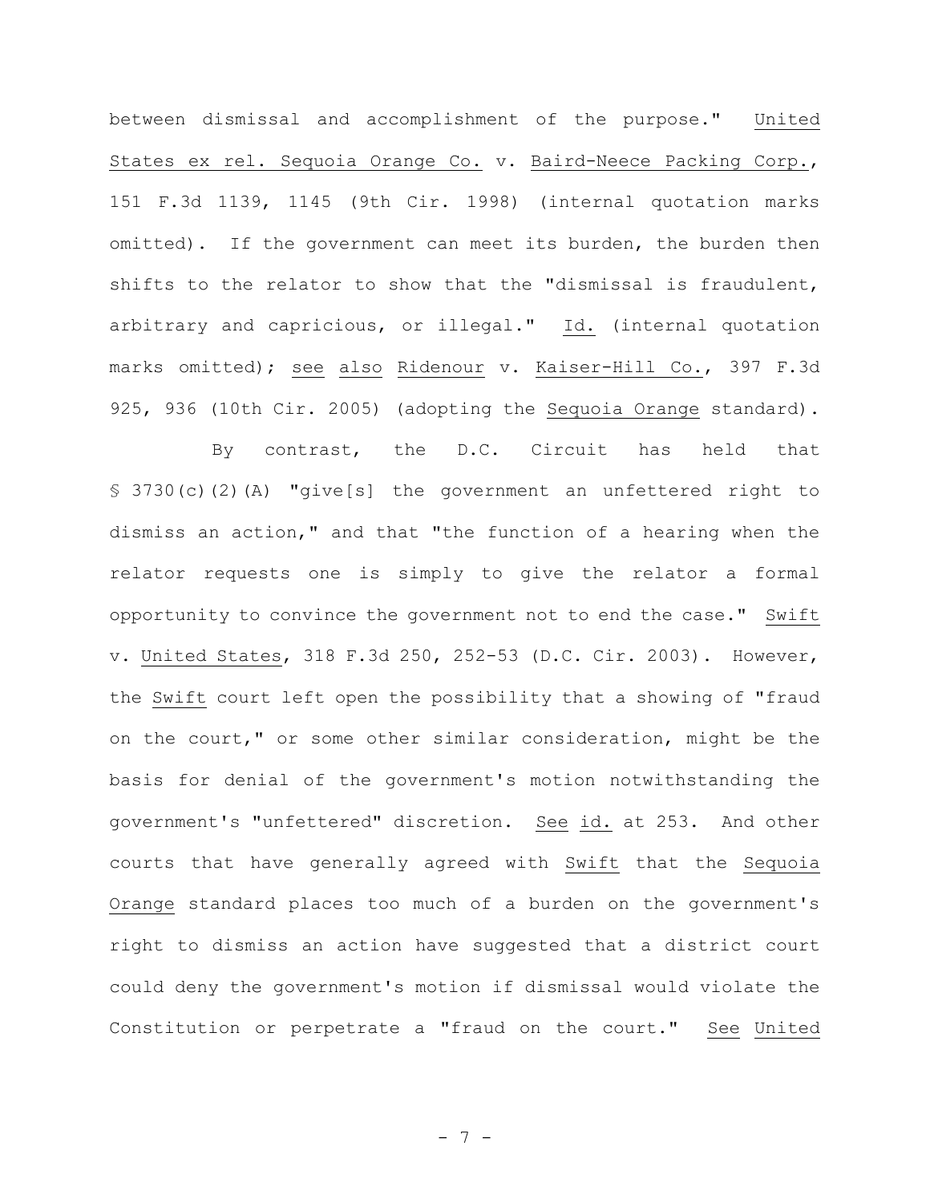between dismissal and accomplishment of the purpose." United States ex rel. Sequoia Orange Co. v. Baird-Neece Packing Corp., 151 F.3d 1139, 1145 (9th Cir. 1998) (internal quotation marks omitted). If the government can meet its burden, the burden then shifts to the relator to show that the "dismissal is fraudulent, arbitrary and capricious, or illegal." Id. (internal quotation marks omitted); see also Ridenour v. Kaiser-Hill Co., 397 F.3d 925, 936 (10th Cir. 2005) (adopting the Sequoia Orange standard).

By contrast, the D.C. Circuit has held that § 3730(c)(2)(A) "give[s] the government an unfettered right to dismiss an action," and that "the function of a hearing when the relator requests one is simply to give the relator a formal opportunity to convince the government not to end the case." Swift v. United States, 318 F.3d 250, 252-53 (D.C. Cir. 2003). However, the Swift court left open the possibility that a showing of "fraud on the court," or some other similar consideration, might be the basis for denial of the government's motion notwithstanding the government's "unfettered" discretion. See id. at 253. And other courts that have generally agreed with Swift that the Sequoia Orange standard places too much of a burden on the government's right to dismiss an action have suggested that a district court could deny the government's motion if dismissal would violate the Constitution or perpetrate a "fraud on the court." See United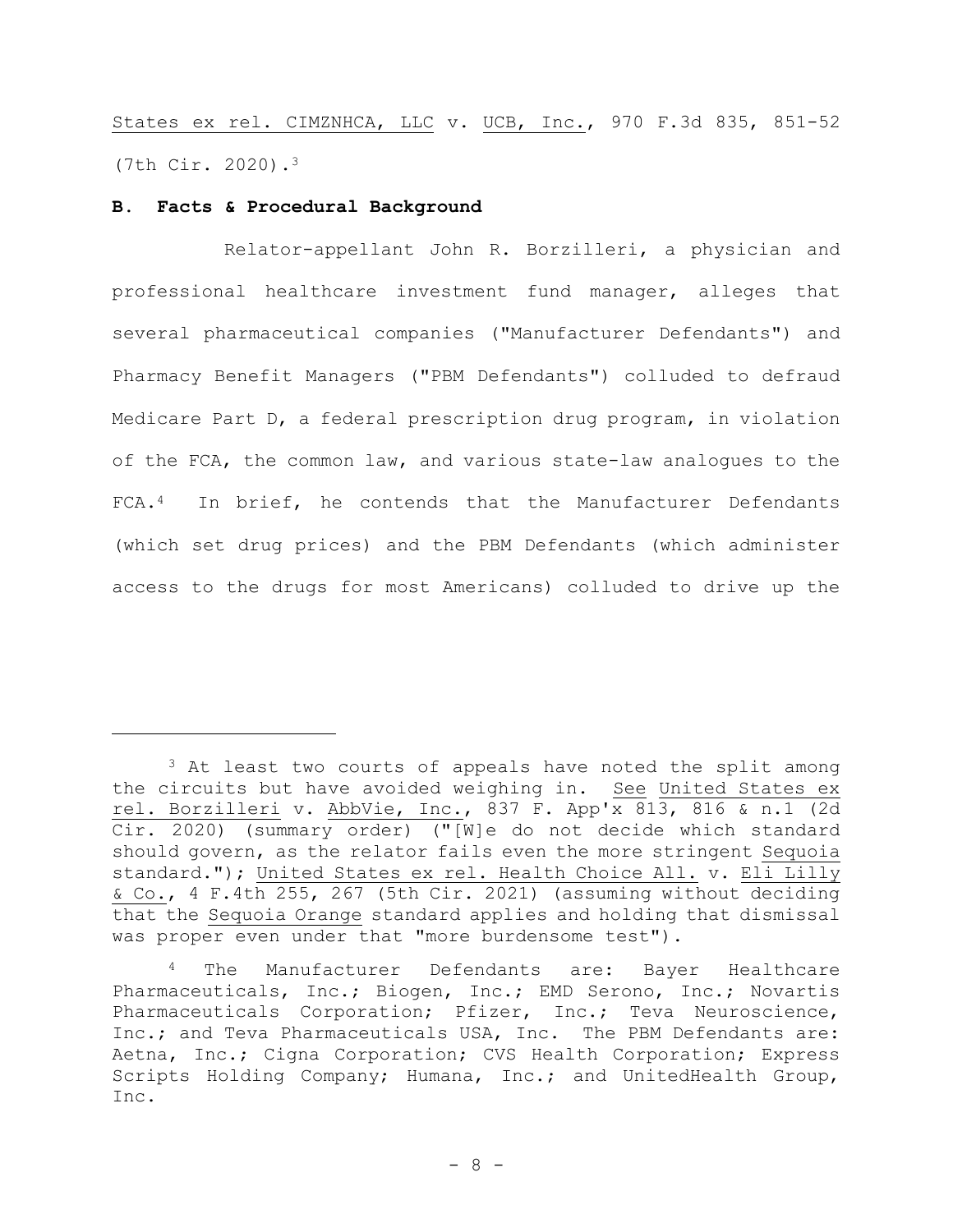States ex rel. CIMZNHCA, LLC v. UCB, Inc., 970 F.3d 835, 851-52 (7th Cir. 2020).[3]

**B. Facts & Procedural Background**

Relator-appellant John R. Borzilleri, a physician and professional healthcare investment fund manager, alleges that several pharmaceutical companies ("Manufacturer Defendants") and Pharmacy Benefit Managers ("PBM Defendants") colluded to defraud Medicare Part D, a federal prescription drug program, in violation of the FCA, the common law, and various state-law analogues to the FCA.[4] In brief, he contends that the Manufacturer Defendants (which set drug prices) and the PBM Defendants (which administer access to the drugs for most Americans) colluded to drive up the

---

[3] At least two courts of appeals have noted the split among the circuits but have avoided weighing in. See United States ex rel. Borzilleri v. AbbVie, Inc., 837 F. App'x 813, 816 & n.1 (2d Cir. 2020) (summary order) ("[W]e do not decide which standard should govern, as the relator fails even the more stringent Sequoia standard."); United States ex rel. Health Choice All. v. Eli Lilly & Co., 4 F.4th 255, 267 (5th Cir. 2021) (assuming without deciding that the Sequoia Orange standard applies and holding that dismissal was proper even under that "more burdensome test").

[4] The Manufacturer Defendants are: Bayer Healthcare Pharmaceuticals, Inc.; Biogen, Inc.; EMD Serono, Inc.; Novartis Pharmaceuticals Corporation; Pfizer, Inc.; Teva Neuroscience, Inc.; and Teva Pharmaceuticals USA, Inc. The PBM Defendants are: Aetna, Inc.; Cigna Corporation; CVS Health Corporation; Express Scripts Holding Company; Humana, Inc.; and UnitedHealth Group, Inc.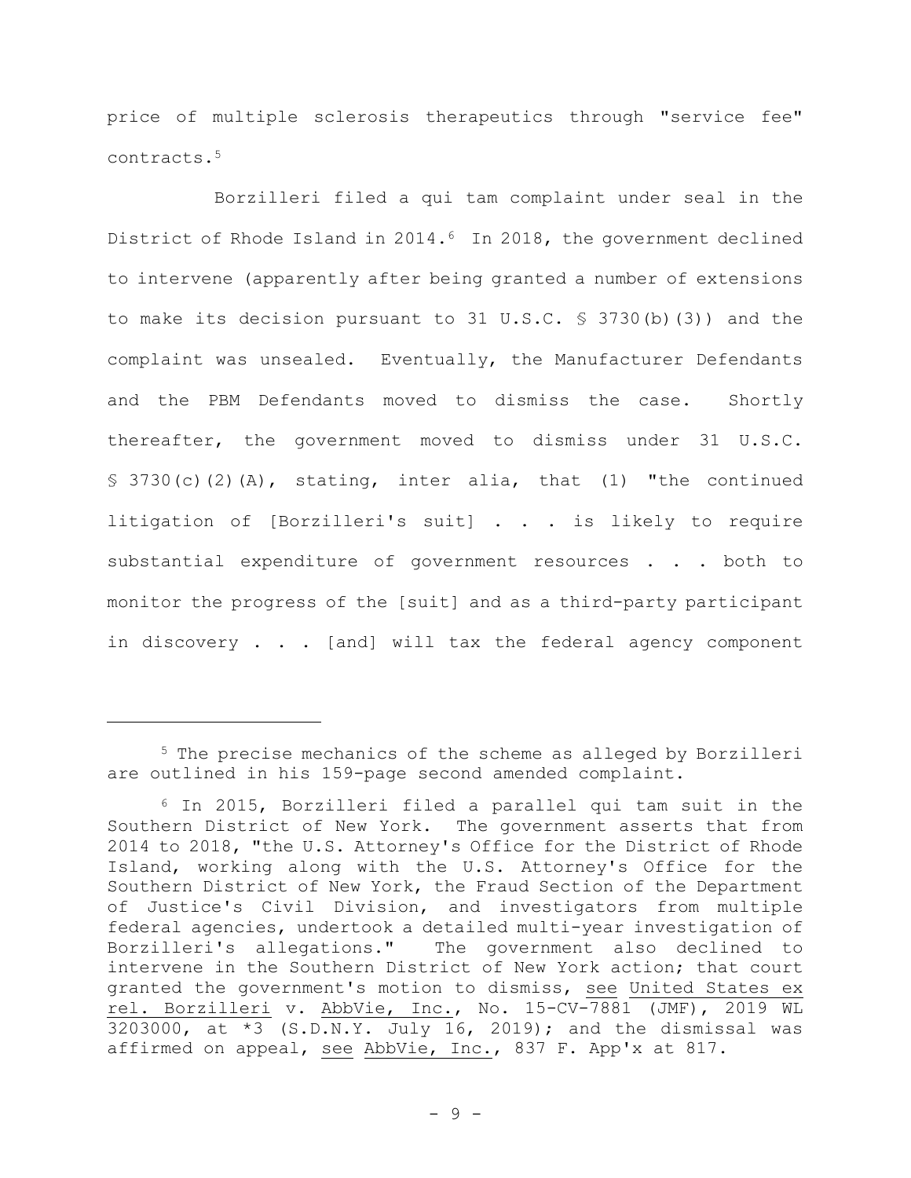price of multiple sclerosis therapeutics through "service fee" contracts.[5]

Borzilleri filed a qui tam complaint under seal in the District of Rhode Island in 2014.[6] In 2018, the government declined to intervene (apparently after being granted a number of extensions to make its decision pursuant to 31 U.S.C. § 3730(b)(3)) and the complaint was unsealed. Eventually, the Manufacturer Defendants and the PBM Defendants moved to dismiss the case. Shortly thereafter, the government moved to dismiss under 31 U.S.C. § 3730(c)(2)(A), stating, inter alia, that (1) "the continued litigation of [Borzilleri's suit] . . . is likely to require substantial expenditure of government resources . . . both to monitor the progress of the [suit] and as a third-party participant in discovery . . . [and] will tax the federal agency component

---

[5] The precise mechanics of the scheme as alleged by Borzilleri are outlined in his 159-page second amended complaint.

[6] In 2015, Borzilleri filed a parallel qui tam suit in the Southern District of New York. The government asserts that from 2014 to 2018, "the U.S. Attorney's Office for the District of Rhode Island, working along with the U.S. Attorney's Office for the Southern District of New York, the Fraud Section of the Department of Justice's Civil Division, and investigators from multiple federal agencies, undertook a detailed multi-year investigation of Borzilleri's allegations." The government also declined to intervene in the Southern District of New York action; that court granted the government's motion to dismiss, see United States ex rel. Borzilleri v. AbbVie, Inc., No. 15-CV-7881 (JMF), 2019 WL 3203000, at *3 (S.D.N.Y. July 16, 2019); and the dismissal was affirmed on appeal, see AbbVie, Inc., 837 F. App'x at 817.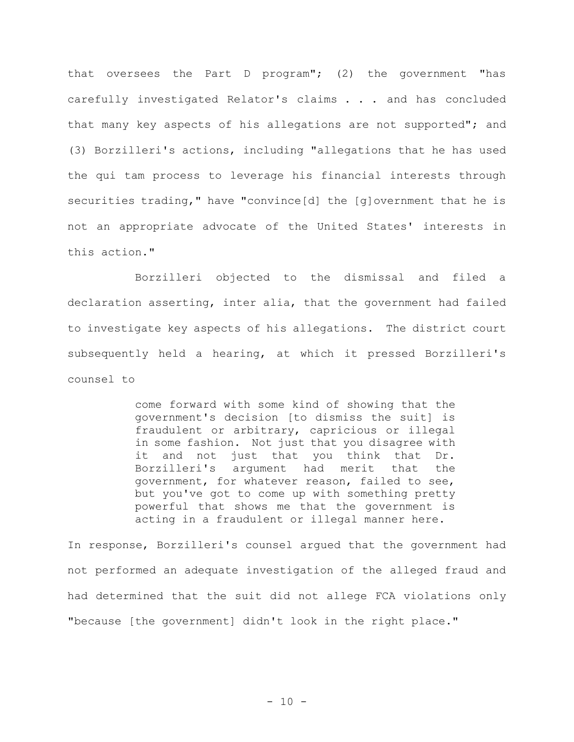that oversees the Part D program"; (2) the government "has carefully investigated Relator's claims . . . and has concluded that many key aspects of his allegations are not supported"; and (3) Borzilleri's actions, including "allegations that he has used the qui tam process to leverage his financial interests through securities trading," have "convince[d] the [g]overnment that he is not an appropriate advocate of the United States' interests in this action."

Borzilleri objected to the dismissal and filed a declaration asserting, inter alia, that the government had failed to investigate key aspects of his allegations. The district court subsequently held a hearing, at which it pressed Borzilleri's counsel to

> come forward with some kind of showing that the government's decision [to dismiss the suit] is fraudulent or arbitrary, capricious or illegal in some fashion. Not just that you disagree with it and not just that you think that Dr. Borzilleri's argument had merit that the government, for whatever reason, failed to see, but you've got to come up with something pretty powerful that shows me that the government is acting in a fraudulent or illegal manner here.

In response, Borzilleri's counsel argued that the government had not performed an adequate investigation of the alleged fraud and had determined that the suit did not allege FCA violations only "because [the government] didn't look in the right place."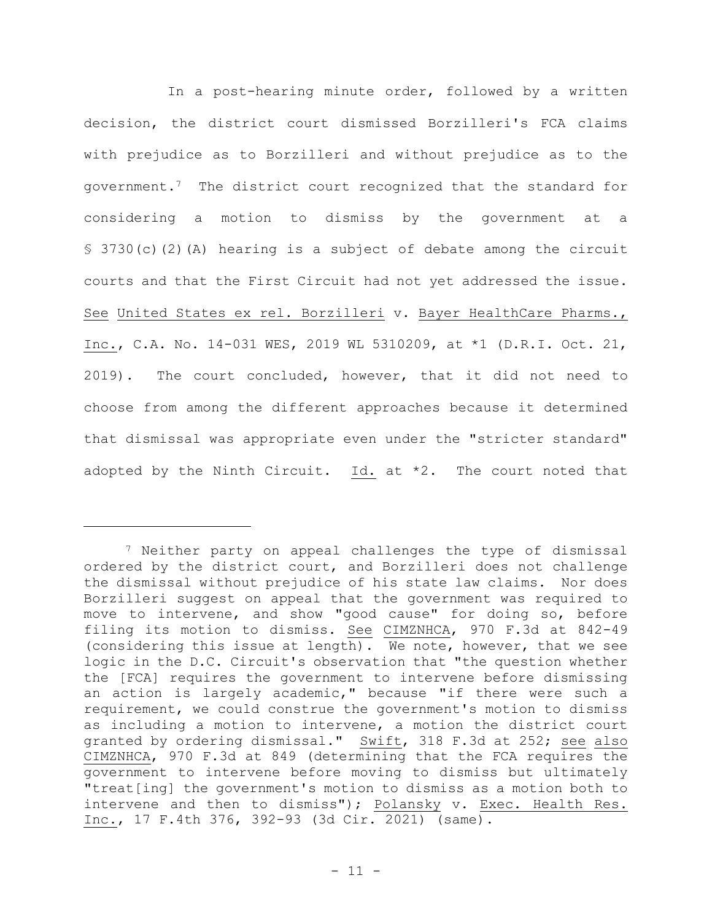In a post-hearing minute order, followed by a written decision, the district court dismissed Borzilleri's FCA claims with prejudice as to Borzilleri and without prejudice as to the government.[7] The district court recognized that the standard for considering a motion to dismiss by the government at a § 3730(c)(2)(A) hearing is a subject of debate among the circuit courts and that the First Circuit had not yet addressed the issue. See United States ex rel. Borzilleri v. Bayer HealthCare Pharms., Inc., C.A. No. 14-031 WES, 2019 WL 5310209, at *1 (D.R.I. Oct. 21, 2019). The court concluded, however, that it did not need to choose from among the different approaches because it determined that dismissal was appropriate even under the "stricter standard" adopted by the Ninth Circuit. Id. at *2. The court noted that

---

[7] Neither party on appeal challenges the type of dismissal ordered by the district court, and Borzilleri does not challenge the dismissal without prejudice of his state law claims. Nor does Borzilleri suggest on appeal that the government was required to move to intervene, and show "good cause" for doing so, before filing its motion to dismiss. See CIMZNHCA, 970 F.3d at 842-49 (considering this issue at length). We note, however, that we see logic in the D.C. Circuit's observation that "the question whether the [FCA] requires the government to intervene before dismissing an action is largely academic," because "if there were such a requirement, we could construe the government's motion to dismiss as including a motion to intervene, a motion the district court granted by ordering dismissal." Swift, 318 F.3d at 252; see also CIMZNHCA, 970 F.3d at 849 (determining that the FCA requires the government to intervene before moving to dismiss but ultimately "treat[ing] the government's motion to dismiss as a motion both to intervene and then to dismiss"); Polansky v. Exec. Health Res. Inc., 17 F.4th 376, 392-93 (3d Cir. 2021) (same).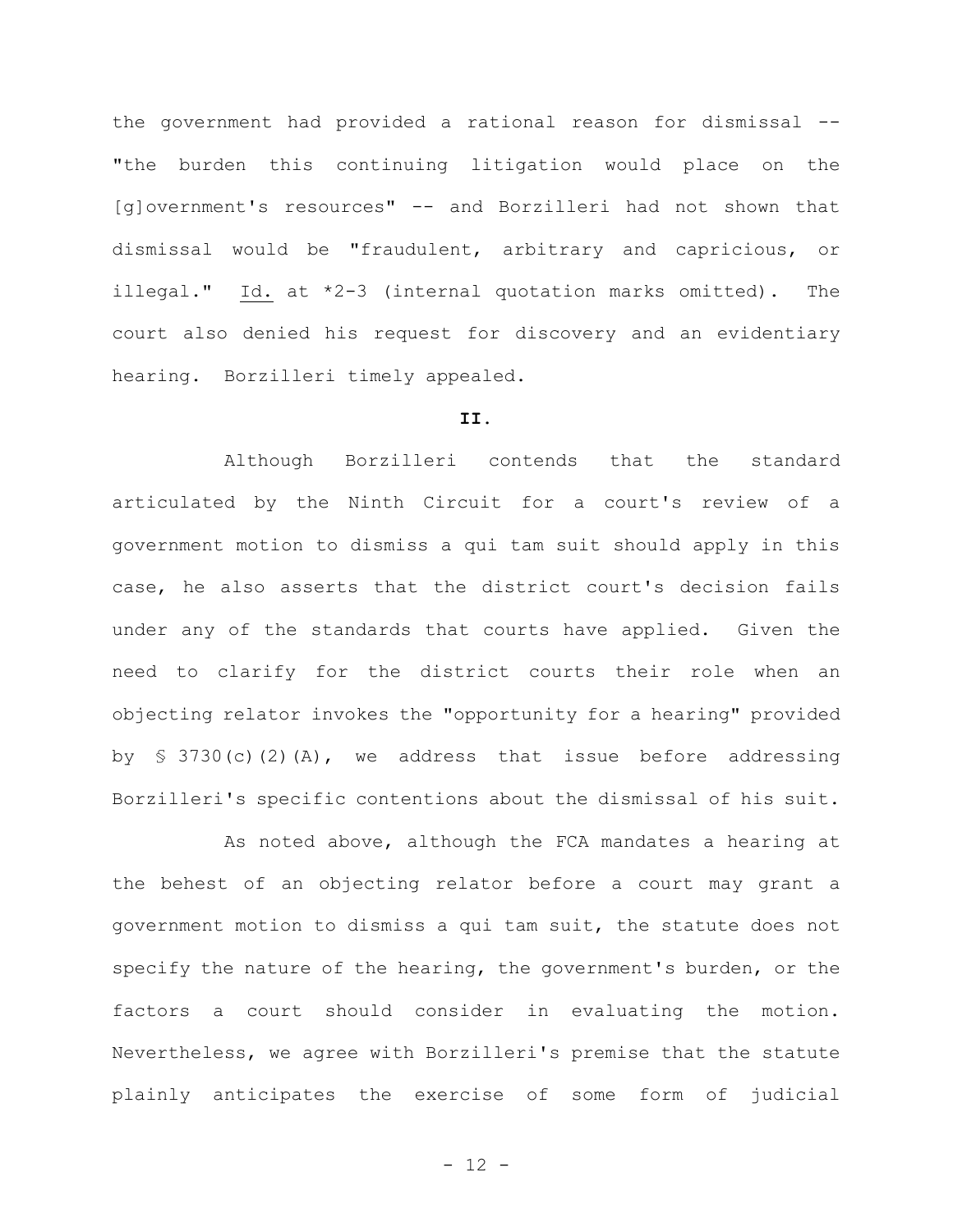the government had provided a rational reason for dismissal -- "the burden this continuing litigation would place on the [g]overnment's resources" -- and Borzilleri had not shown that dismissal would be "fraudulent, arbitrary and capricious, or illegal." Id. at *2-3 (internal quotation marks omitted). The court also denied his request for discovery and an evidentiary hearing. Borzilleri timely appealed.

## II.

Although Borzilleri contends that the standard articulated by the Ninth Circuit for a court's review of a government motion to dismiss a qui tam suit should apply in this case, he also asserts that the district court's decision fails under any of the standards that courts have applied. Given the need to clarify for the district courts their role when an objecting relator invokes the "opportunity for a hearing" provided by § 3730(c)(2)(A), we address that issue before addressing Borzilleri's specific contentions about the dismissal of his suit.

As noted above, although the FCA mandates a hearing at the behest of an objecting relator before a court may grant a government motion to dismiss a qui tam suit, the statute does not specify the nature of the hearing, the government's burden, or the factors a court should consider in evaluating the motion. Nevertheless, we agree with Borzilleri's premise that the statute plainly anticipates the exercise of some form of judicial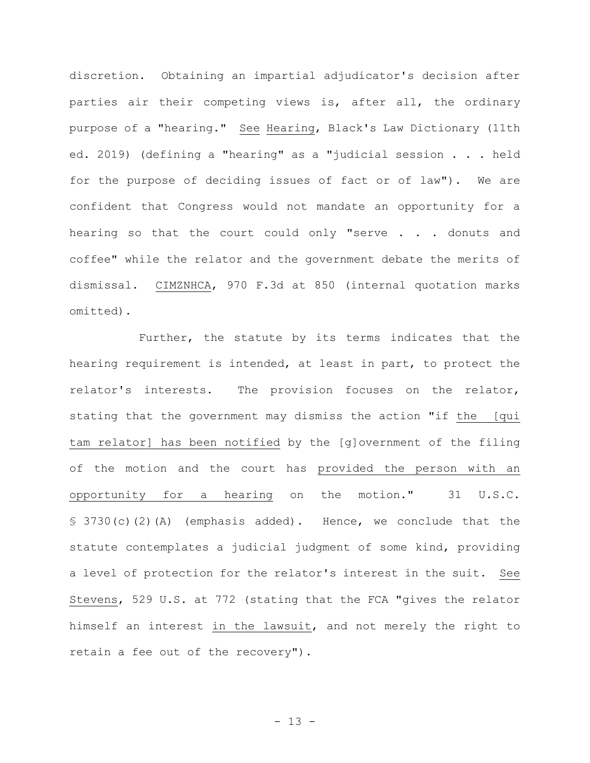discretion. Obtaining an impartial adjudicator's decision after parties air their competing views is, after all, the ordinary purpose of a "hearing." See Hearing, Black's Law Dictionary (11th ed. 2019) (defining a "hearing" as a "judicial session . . . held for the purpose of deciding issues of fact or of law"). We are confident that Congress would not mandate an opportunity for a hearing so that the court could only "serve . . . donuts and coffee" while the relator and the government debate the merits of dismissal. CIMZNHCA, 970 F.3d at 850 (internal quotation marks omitted).

Further, the statute by its terms indicates that the hearing requirement is intended, at least in part, to protect the relator's interests. The provision focuses on the relator, stating that the government may dismiss the action "if the [qui tam relator] has been notified by the [g]overnment of the filing of the motion and the court has provided the person with an opportunity for a hearing on the motion." 31 U.S.C. § 3730(c)(2)(A) (emphasis added). Hence, we conclude that the statute contemplates a judicial judgment of some kind, providing a level of protection for the relator's interest in the suit. See Stevens, 529 U.S. at 772 (stating that the FCA "gives the relator himself an interest in the lawsuit, and not merely the right to retain a fee out of the recovery").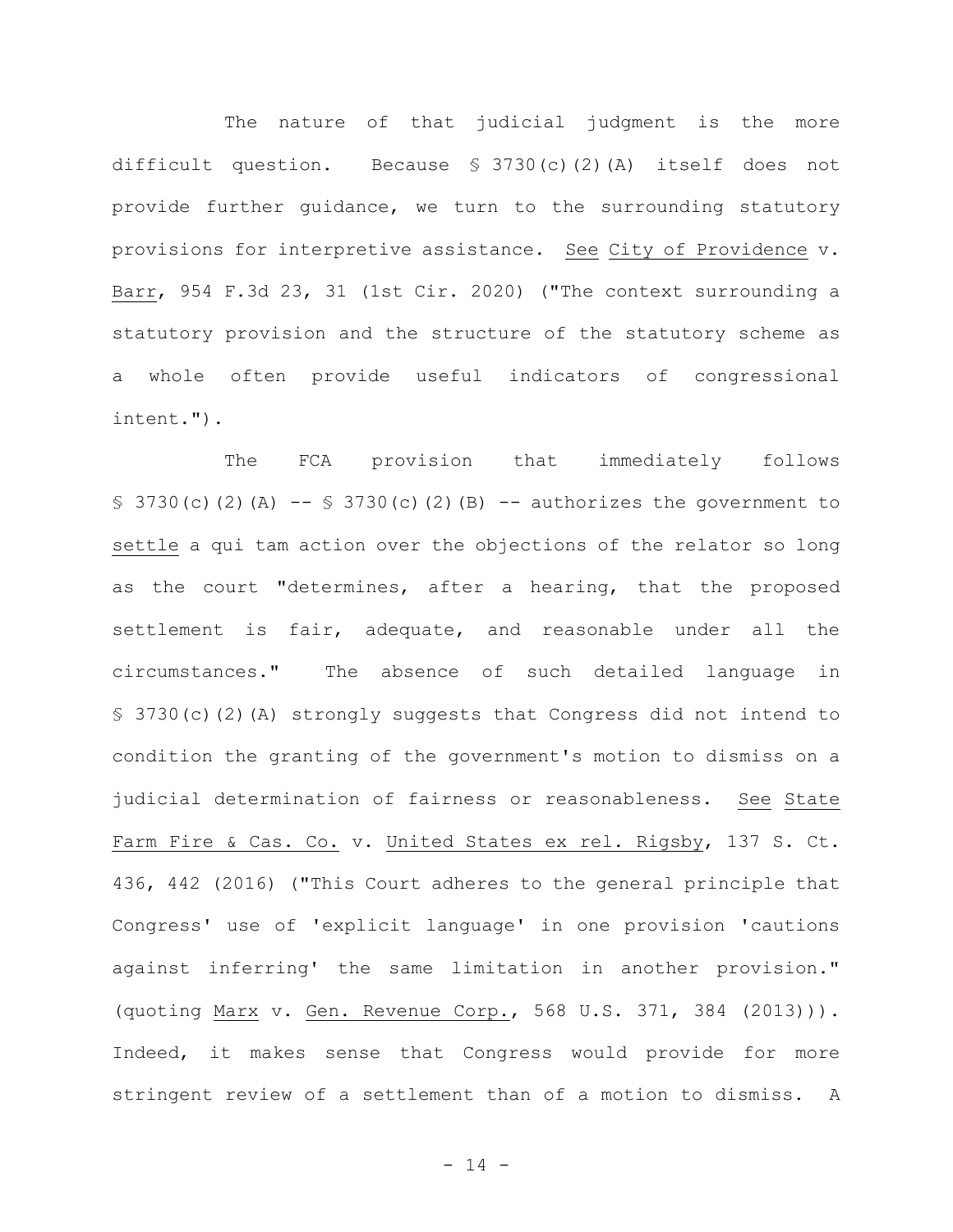The nature of that judicial judgment is the more difficult question. Because § 3730(c)(2)(A) itself does not provide further guidance, we turn to the surrounding statutory provisions for interpretive assistance. See City of Providence v. Barr, 954 F.3d 23, 31 (1st Cir. 2020) ("The context surrounding a statutory provision and the structure of the statutory scheme as a whole often provide useful indicators of congressional intent.").

The FCA provision that immediately follows § 3730(c)(2)(A) -- § 3730(c)(2)(B) -- authorizes the government to settle a qui tam action over the objections of the relator so long as the court "determines, after a hearing, that the proposed settlement is fair, adequate, and reasonable under all the circumstances." The absence of such detailed language in § 3730(c)(2)(A) strongly suggests that Congress did not intend to condition the granting of the government's motion to dismiss on a judicial determination of fairness or reasonableness. See State Farm Fire & Cas. Co. v. United States ex rel. Rigsby, 137 S. Ct. 436, 442 (2016) ("This Court adheres to the general principle that Congress' use of 'explicit language' in one provision 'cautions against inferring' the same limitation in another provision." (quoting Marx v. Gen. Revenue Corp., 568 U.S. 371, 384 (2013))). Indeed, it makes sense that Congress would provide for more stringent review of a settlement than of a motion to dismiss. A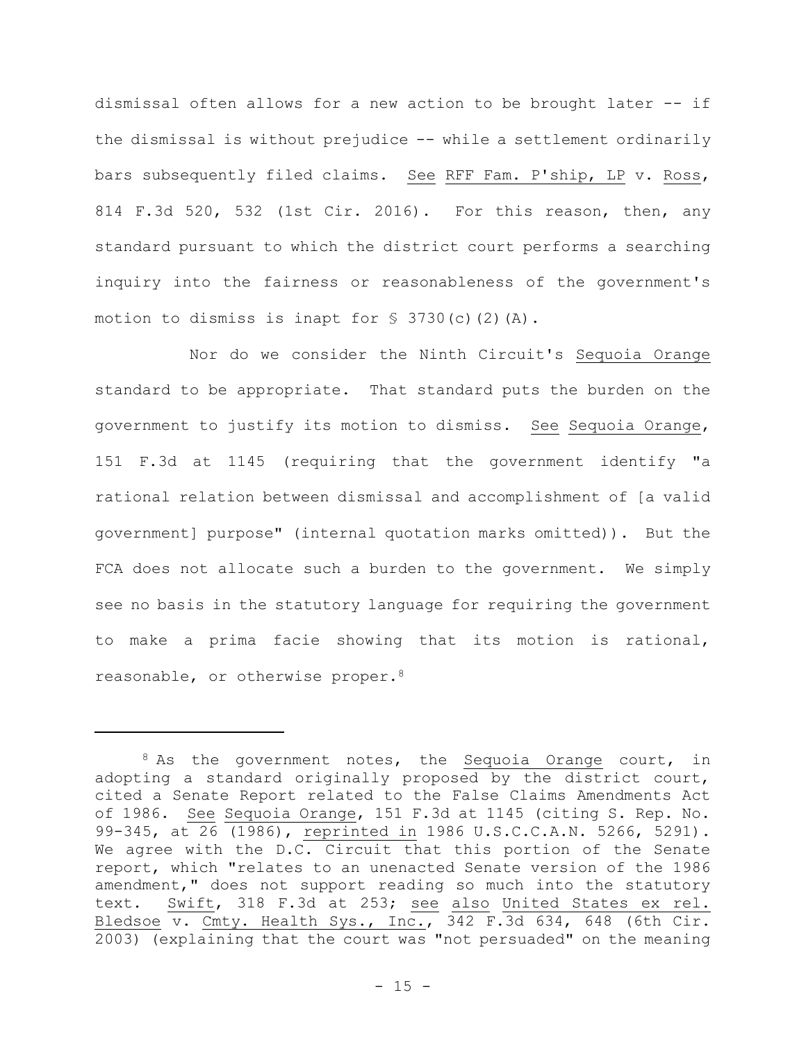dismissal often allows for a new action to be brought later -- if the dismissal is without prejudice -- while a settlement ordinarily bars subsequently filed claims. See RFF Fam. P'ship, LP v. Ross, 814 F.3d 520, 532 (1st Cir. 2016). For this reason, then, any standard pursuant to which the district court performs a searching inquiry into the fairness or reasonableness of the government's motion to dismiss is inapt for § 3730(c)(2)(A).

Nor do we consider the Ninth Circuit's Sequoia Orange standard to be appropriate. That standard puts the burden on the government to justify its motion to dismiss. See Sequoia Orange, 151 F.3d at 1145 (requiring that the government identify "a rational relation between dismissal and accomplishment of [a valid government] purpose" (internal quotation marks omitted)). But the FCA does not allocate such a burden to the government. We simply see no basis in the statutory language for requiring the government to make a prima facie showing that its motion is rational, reasonable, or otherwise proper.[8]

---

[8] As the government notes, the Sequoia Orange court, in adopting a standard originally proposed by the district court, cited a Senate Report related to the False Claims Amendments Act of 1986. See Sequoia Orange, 151 F.3d at 1145 (citing S. Rep. No. 99-345, at 26 (1986), reprinted in 1986 U.S.C.C.A.N. 5266, 5291). We agree with the D.C. Circuit that this portion of the Senate report, which "relates to an unenacted Senate version of the 1986 amendment," does not support reading so much into the statutory text. Swift, 318 F.3d at 253; see also United States ex rel. Bledsoe v. Cmty. Health Sys., Inc., 342 F.3d 634, 648 (6th Cir. 2003) (explaining that the court was "not persuaded" on the meaning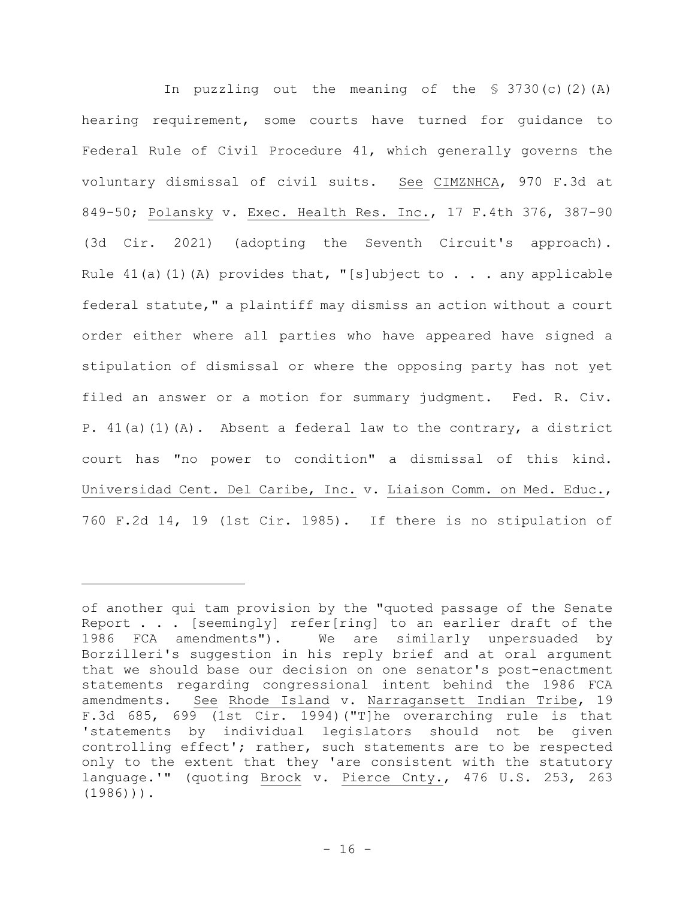In puzzling out the meaning of the § 3730(c)(2)(A) hearing requirement, some courts have turned for guidance to Federal Rule of Civil Procedure 41, which generally governs the voluntary dismissal of civil suits. See CIMZNHCA, 970 F.3d at 849-50; Polansky v. Exec. Health Res. Inc., 17 F.4th 376, 387-90 (3d Cir. 2021) (adopting the Seventh Circuit's approach). Rule 41(a)(1)(A) provides that, "[s]ubject to . . . any applicable federal statute," a plaintiff may dismiss an action without a court order either where all parties who have appeared have signed a stipulation of dismissal or where the opposing party has not yet filed an answer or a motion for summary judgment. Fed. R. Civ. P. 41(a)(1)(A). Absent a federal law to the contrary, a district court has "no power to condition" a dismissal of this kind. Universidad Cent. Del Caribe, Inc. v. Liaison Comm. on Med. Educ., 760 F.2d 14, 19 (1st Cir. 1985). If there is no stipulation of

---

of another qui tam provision by the "quoted passage of the Senate Report . . . [seemingly] refer[ring] to an earlier draft of the 1986 FCA amendments"). We are similarly unpersuaded by Borzilleri's suggestion in his reply brief and at oral argument that we should base our decision on one senator's post-enactment statements regarding congressional intent behind the 1986 FCA amendments. See Rhode Island v. Narragansett Indian Tribe, 19 F.3d 685, 699 (1st Cir. 1994)("T]he overarching rule is that 'statements by individual legislators should not be given controlling effect'; rather, such statements are to be respected only to the extent that they 'are consistent with the statutory language.'" (quoting Brock v. Pierce Cnty., 476 U.S. 253, 263 (1986))).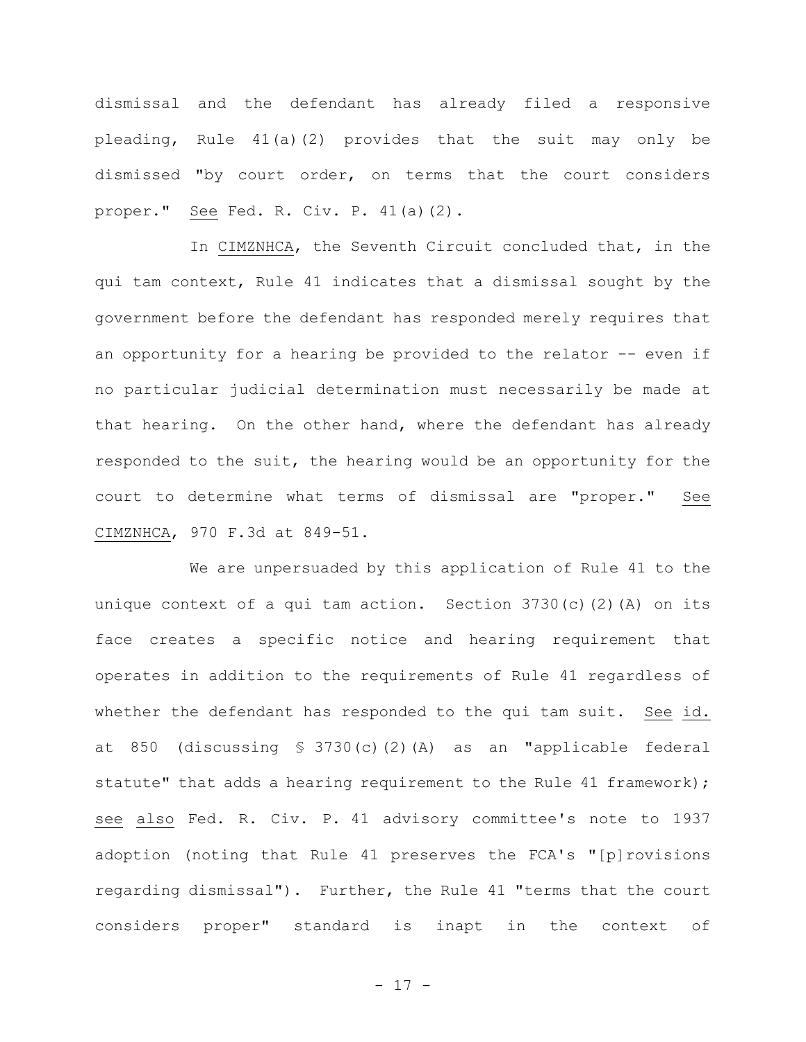dismissal and the defendant has already filed a responsive pleading, Rule 41(a)(2) provides that the suit may only be dismissed "by court order, on terms that the court considers proper." See Fed. R. Civ. P. 41(a)(2).

In CIMZNHCA, the Seventh Circuit concluded that, in the qui tam context, Rule 41 indicates that a dismissal sought by the government before the defendant has responded merely requires that an opportunity for a hearing be provided to the relator -- even if no particular judicial determination must necessarily be made at that hearing. On the other hand, where the defendant has already responded to the suit, the hearing would be an opportunity for the court to determine what terms of dismissal are "proper." See CIMZNHCA, 970 F.3d at 849-51.

We are unpersuaded by this application of Rule 41 to the unique context of a qui tam action. Section 3730(c)(2)(A) on its face creates a specific notice and hearing requirement that operates in addition to the requirements of Rule 41 regardless of whether the defendant has responded to the qui tam suit. See id. at 850 (discussing § 3730(c)(2)(A) as an "applicable federal statute" that adds a hearing requirement to the Rule 41 framework); see also Fed. R. Civ. P. 41 advisory committee's note to 1937 adoption (noting that Rule 41 preserves the FCA's "[p]rovisions regarding dismissal"). Further, the Rule 41 "terms that the court considers proper" standard is inapt in the context of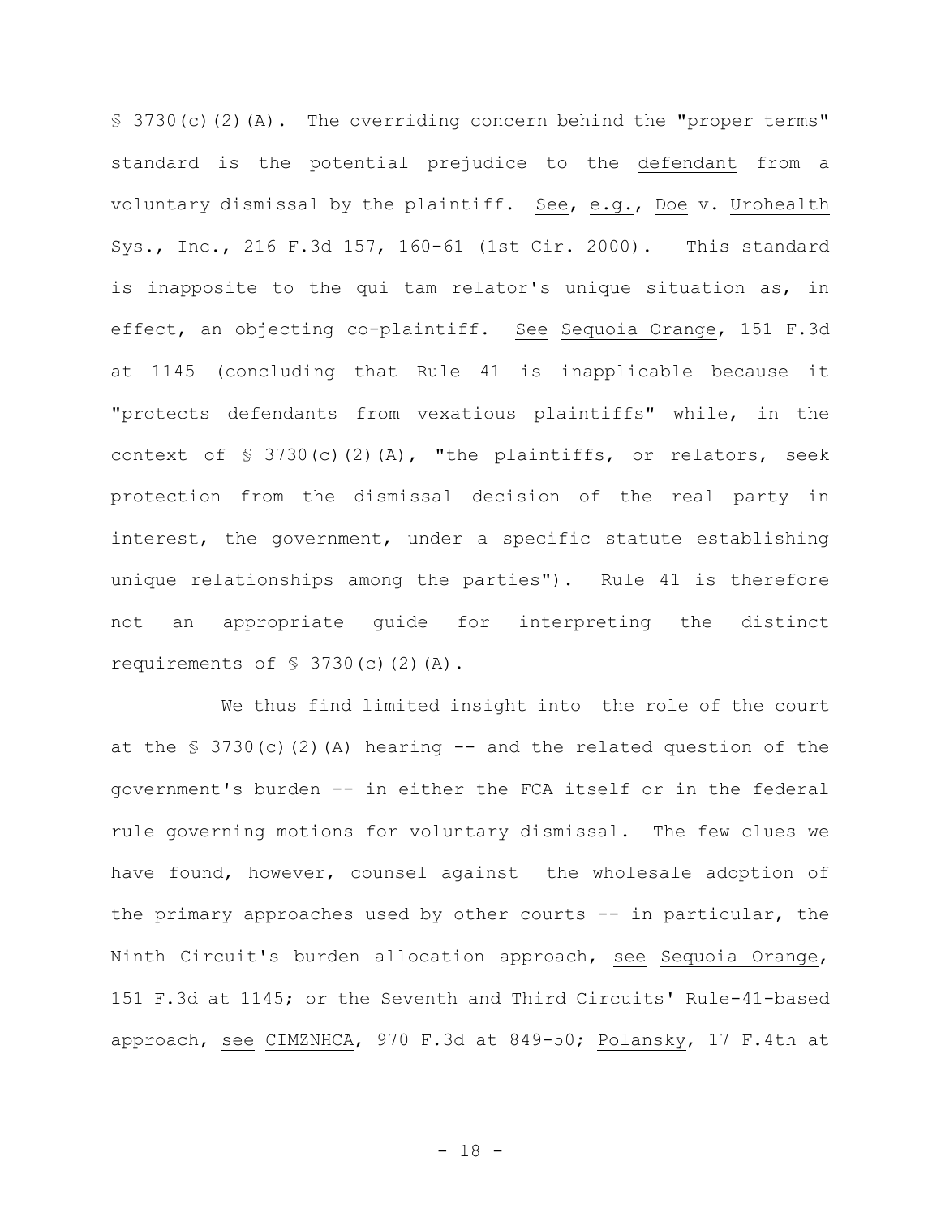§ 3730(c)(2)(A). The overriding concern behind the "proper terms" standard is the potential prejudice to the defendant from a voluntary dismissal by the plaintiff. See, e.g., Doe v. Urohealth Sys., Inc., 216 F.3d 157, 160-61 (1st Cir. 2000). This standard is inapposite to the qui tam relator's unique situation as, in effect, an objecting co-plaintiff. See Sequoia Orange, 151 F.3d at 1145 (concluding that Rule 41 is inapplicable because it "protects defendants from vexatious plaintiffs" while, in the context of § 3730(c)(2)(A), "the plaintiffs, or relators, seek protection from the dismissal decision of the real party in interest, the government, under a specific statute establishing unique relationships among the parties"). Rule 41 is therefore not an appropriate guide for interpreting the distinct requirements of § 3730(c)(2)(A).

We thus find limited insight into the role of the court at the § 3730(c)(2)(A) hearing -- and the related question of the government's burden -- in either the FCA itself or in the federal rule governing motions for voluntary dismissal. The few clues we have found, however, counsel against the wholesale adoption of the primary approaches used by other courts -- in particular, the Ninth Circuit's burden allocation approach, see Sequoia Orange, 151 F.3d at 1145; or the Seventh and Third Circuits' Rule-41-based approach, see CIMZNHCA, 970 F.3d at 849-50; Polansky, 17 F.4th at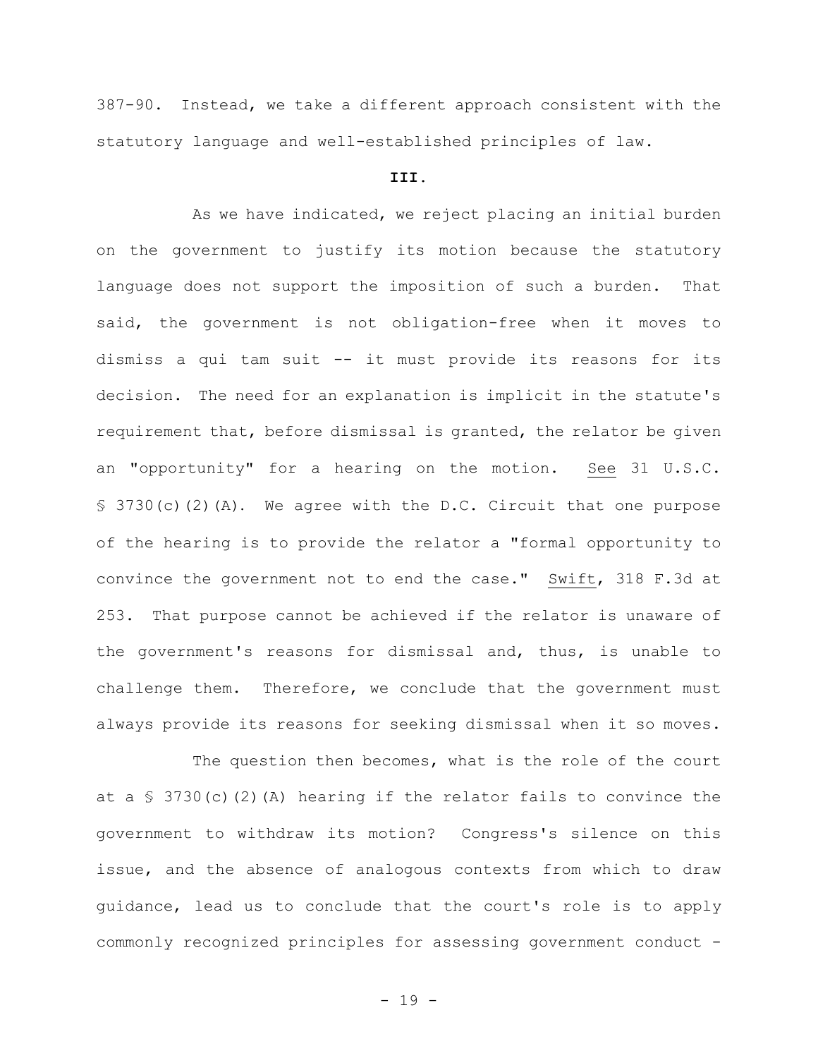387-90. Instead, we take a different approach consistent with the statutory language and well-established principles of law.

## III.

As we have indicated, we reject placing an initial burden on the government to justify its motion because the statutory language does not support the imposition of such a burden. That said, the government is not obligation-free when it moves to dismiss a qui tam suit -- it must provide its reasons for its decision. The need for an explanation is implicit in the statute's requirement that, before dismissal is granted, the relator be given an "opportunity" for a hearing on the motion. See 31 U.S.C. § 3730(c)(2)(A). We agree with the D.C. Circuit that one purpose of the hearing is to provide the relator a "formal opportunity to convince the government not to end the case." Swift, 318 F.3d at 253. That purpose cannot be achieved if the relator is unaware of the government's reasons for dismissal and, thus, is unable to challenge them. Therefore, we conclude that the government must always provide its reasons for seeking dismissal when it so moves.

The question then becomes, what is the role of the court at a § 3730(c)(2)(A) hearing if the relator fails to convince the government to withdraw its motion? Congress's silence on this issue, and the absence of analogous contexts from which to draw guidance, lead us to conclude that the court's role is to apply commonly recognized principles for assessing government conduct -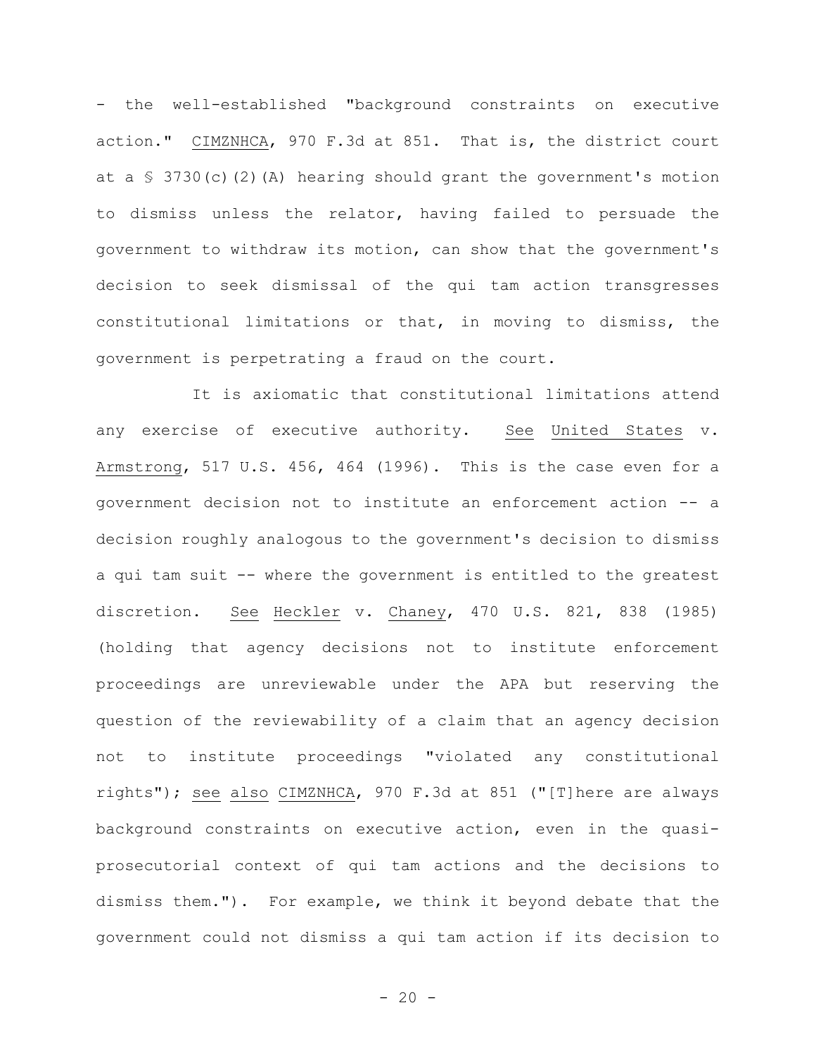- the well-established "background constraints on executive action." CIMZNHCA, 970 F.3d at 851. That is, the district court at a § 3730(c)(2)(A) hearing should grant the government's motion to dismiss unless the relator, having failed to persuade the government to withdraw its motion, can show that the government's decision to seek dismissal of the qui tam action transgresses constitutional limitations or that, in moving to dismiss, the government is perpetrating a fraud on the court.

It is axiomatic that constitutional limitations attend any exercise of executive authority. See United States v. Armstrong, 517 U.S. 456, 464 (1996). This is the case even for a government decision not to institute an enforcement action -- a decision roughly analogous to the government's decision to dismiss a qui tam suit -- where the government is entitled to the greatest discretion. See Heckler v. Chaney, 470 U.S. 821, 838 (1985) (holding that agency decisions not to institute enforcement proceedings are unreviewable under the APA but reserving the question of the reviewability of a claim that an agency decision not to institute proceedings "violated any constitutional rights"); see also CIMZNHCA, 970 F.3d at 851 ("[T]here are always background constraints on executive action, even in the quasi-prosecutorial context of qui tam actions and the decisions to dismiss them."). For example, we think it beyond debate that the government could not dismiss a qui tam action if its decision to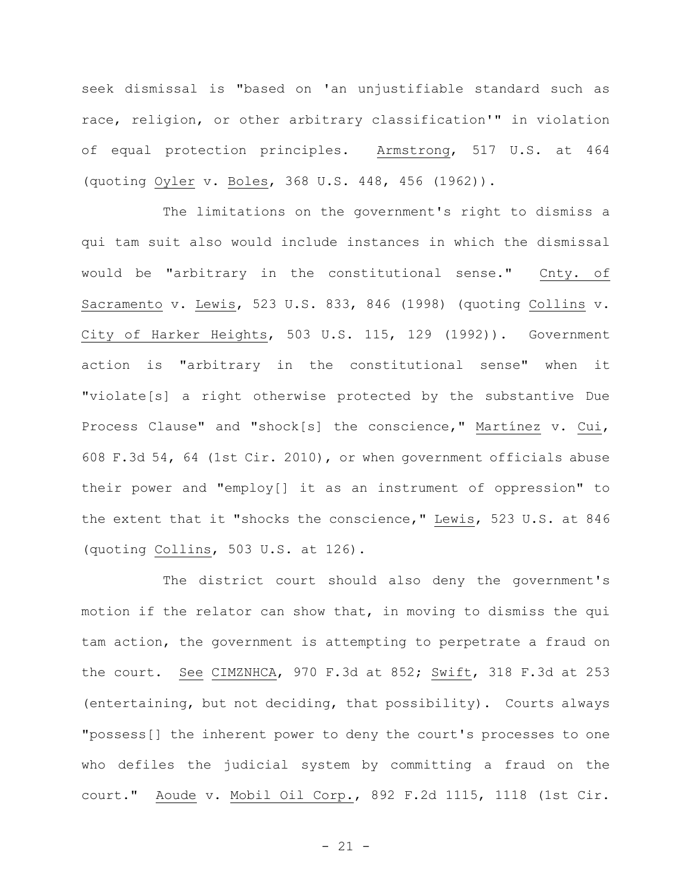seek dismissal is "based on 'an unjustifiable standard such as race, religion, or other arbitrary classification'" in violation of equal protection principles. Armstrong, 517 U.S. at 464 (quoting Oyler v. Boles, 368 U.S. 448, 456 (1962)).

The limitations on the government's right to dismiss a qui tam suit also would include instances in which the dismissal would be "arbitrary in the constitutional sense." Cnty. of Sacramento v. Lewis, 523 U.S. 833, 846 (1998) (quoting Collins v. City of Harker Heights, 503 U.S. 115, 129 (1992)). Government action is "arbitrary in the constitutional sense" when it "violate[s] a right otherwise protected by the substantive Due Process Clause" and "shock[s] the conscience," Martínez v. Cui, 608 F.3d 54, 64 (1st Cir. 2010), or when government officials abuse their power and "employ[] it as an instrument of oppression" to the extent that it "shocks the conscience," Lewis, 523 U.S. at 846 (quoting Collins, 503 U.S. at 126).

The district court should also deny the government's motion if the relator can show that, in moving to dismiss the qui tam action, the government is attempting to perpetrate a fraud on the court. See CIMZNHCA, 970 F.3d at 852; Swift, 318 F.3d at 253 (entertaining, but not deciding, that possibility). Courts always "possess[] the inherent power to deny the court's processes to one who defiles the judicial system by committing a fraud on the court." Aoude v. Mobil Oil Corp., 892 F.2d 1115, 1118 (1st Cir.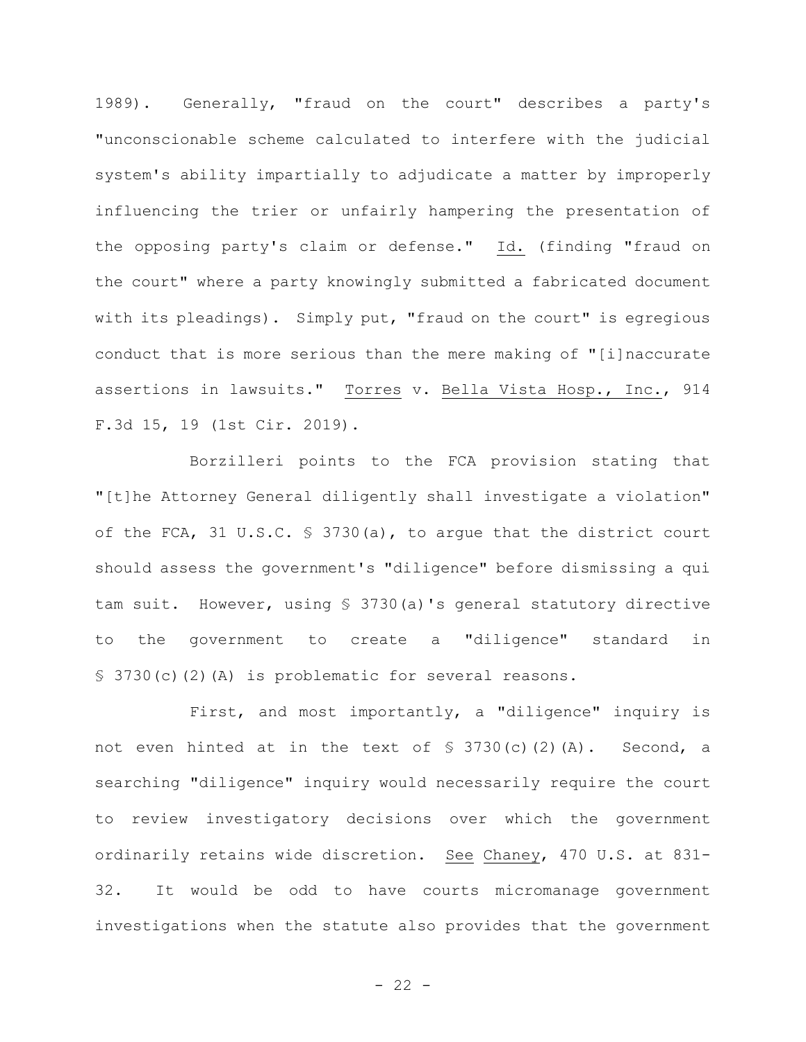1989). Generally, "fraud on the court" describes a party's "unconscionable scheme calculated to interfere with the judicial system's ability impartially to adjudicate a matter by improperly influencing the trier or unfairly hampering the presentation of the opposing party's claim or defense." Id. (finding "fraud on the court" where a party knowingly submitted a fabricated document with its pleadings). Simply put, "fraud on the court" is egregious conduct that is more serious than the mere making of "[i]naccurate assertions in lawsuits." Torres v. Bella Vista Hosp., Inc., 914 F.3d 15, 19 (1st Cir. 2019).

Borzilleri points to the FCA provision stating that "[t]he Attorney General diligently shall investigate a violation" of the FCA, 31 U.S.C. § 3730(a), to argue that the district court should assess the government's "diligence" before dismissing a qui tam suit. However, using § 3730(a)'s general statutory directive to the government to create a "diligence" standard in § 3730(c)(2)(A) is problematic for several reasons.

First, and most importantly, a "diligence" inquiry is not even hinted at in the text of § 3730(c)(2)(A). Second, a searching "diligence" inquiry would necessarily require the court to review investigatory decisions over which the government ordinarily retains wide discretion. See Chaney, 470 U.S. at 831-32. It would be odd to have courts micromanage government investigations when the statute also provides that the government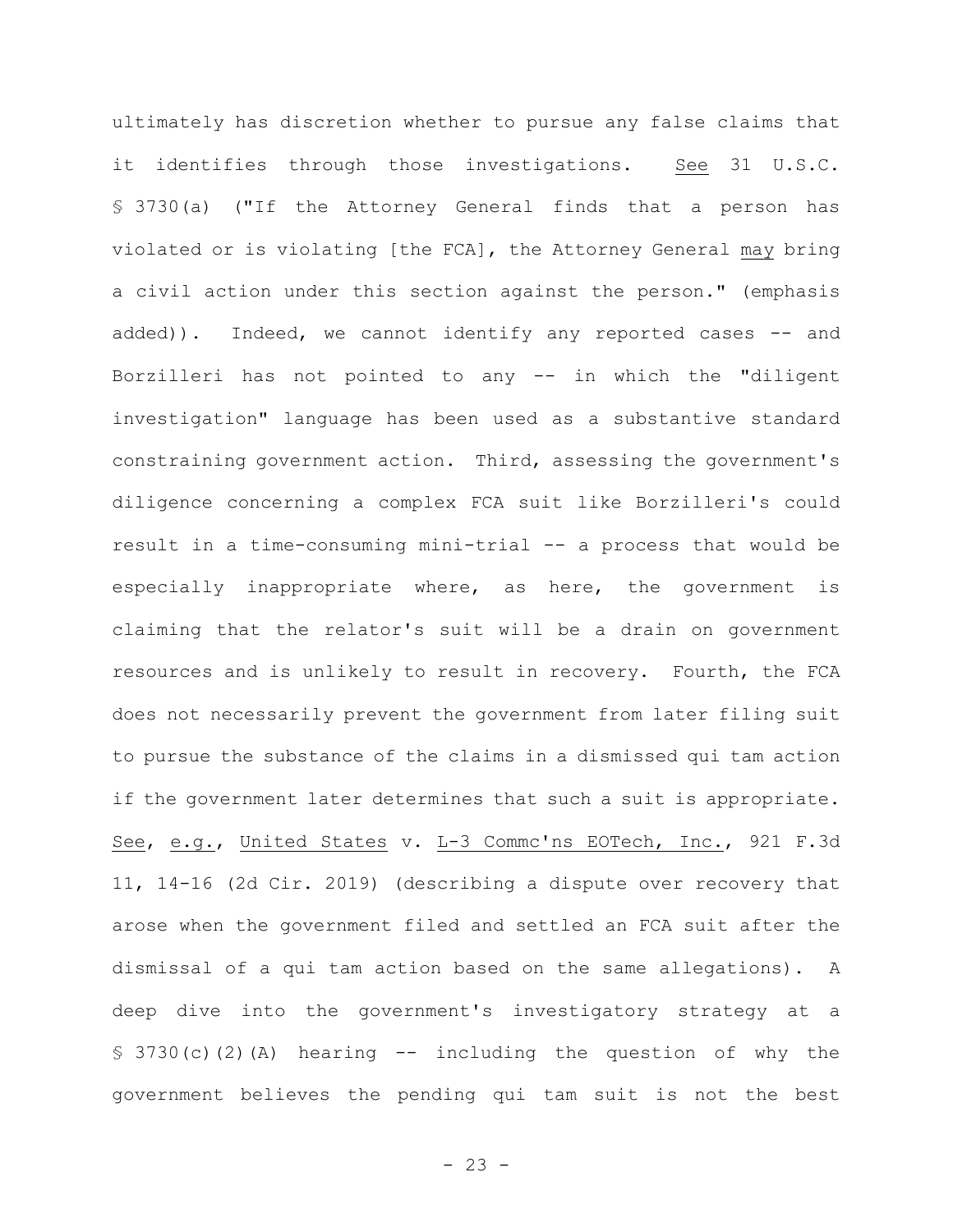ultimately has discretion whether to pursue any false claims that it identifies through those investigations. See 31 U.S.C. § 3730(a) ("If the Attorney General finds that a person has violated or is violating [the FCA], the Attorney General may bring a civil action under this section against the person." (emphasis added)). Indeed, we cannot identify any reported cases -- and Borzilleri has not pointed to any -- in which the "diligent investigation" language has been used as a substantive standard constraining government action. Third, assessing the government's diligence concerning a complex FCA suit like Borzilleri's could result in a time-consuming mini-trial -- a process that would be especially inappropriate where, as here, the government is claiming that the relator's suit will be a drain on government resources and is unlikely to result in recovery. Fourth, the FCA does not necessarily prevent the government from later filing suit to pursue the substance of the claims in a dismissed qui tam action if the government later determines that such a suit is appropriate. See, e.g., United States v. L-3 Commc'ns EOTech, Inc., 921 F.3d 11, 14-16 (2d Cir. 2019) (describing a dispute over recovery that arose when the government filed and settled an FCA suit after the dismissal of a qui tam action based on the same allegations). A deep dive into the government's investigatory strategy at a § 3730(c)(2)(A) hearing -- including the question of why the government believes the pending qui tam suit is not the best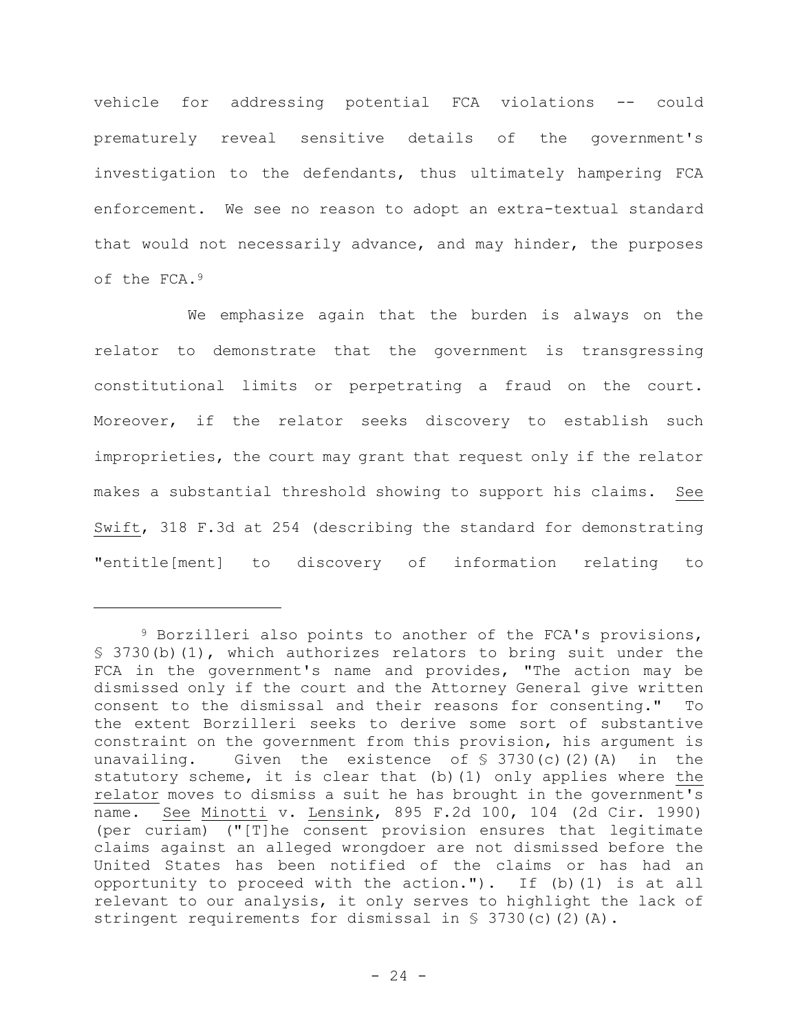vehicle for addressing potential FCA violations -- could prematurely reveal sensitive details of the government's investigation to the defendants, thus ultimately hampering FCA enforcement. We see no reason to adopt an extra-textual standard that would not necessarily advance, and may hinder, the purposes of the FCA.[9]

We emphasize again that the burden is always on the relator to demonstrate that the government is transgressing constitutional limits or perpetrating a fraud on the court. Moreover, if the relator seeks discovery to establish such improprieties, the court may grant that request only if the relator makes a substantial threshold showing to support his claims. See Swift, 318 F.3d at 254 (describing the standard for demonstrating "entitle[ment] to discovery of information relating to

---

[9] Borzilleri also points to another of the FCA's provisions, § 3730(b)(1), which authorizes relators to bring suit under the FCA in the government's name and provides, "The action may be dismissed only if the court and the Attorney General give written consent to the dismissal and their reasons for consenting." To the extent Borzilleri seeks to derive some sort of substantive constraint on the government from this provision, his argument is unavailing. Given the existence of § 3730(c)(2)(A) in the statutory scheme, it is clear that (b)(1) only applies where the relator moves to dismiss a suit he has brought in the government's name. See Minotti v. Lensink, 895 F.2d 100, 104 (2d Cir. 1990) (per curiam) ("[T]he consent provision ensures that legitimate claims against an alleged wrongdoer are not dismissed before the United States has been notified of the claims or has had an opportunity to proceed with the action."). If (b)(1) is at all relevant to our analysis, it only serves to highlight the lack of stringent requirements for dismissal in § 3730(c)(2)(A).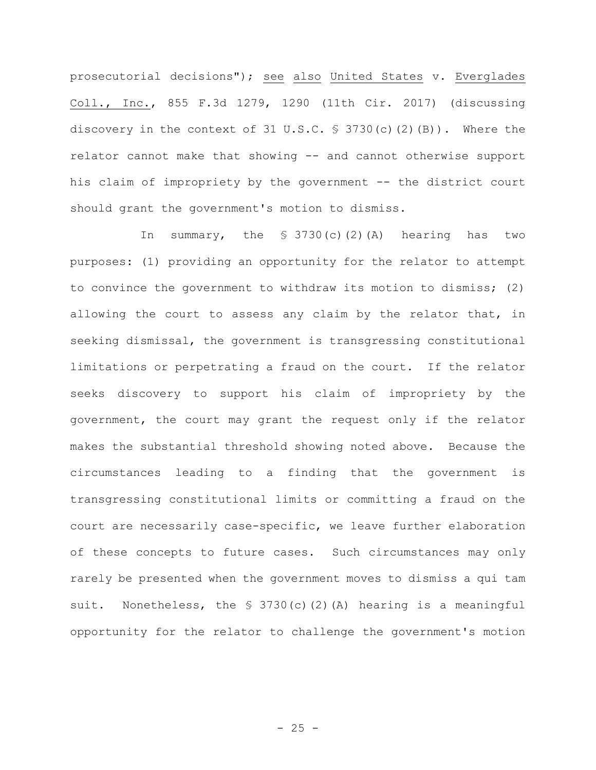prosecutorial decisions"); see also United States v. Everglades Coll., Inc., 855 F.3d 1279, 1290 (11th Cir. 2017) (discussing discovery in the context of 31 U.S.C. § 3730(c)(2)(B)). Where the relator cannot make that showing -- and cannot otherwise support his claim of impropriety by the government -- the district court should grant the government's motion to dismiss.

In summary, the § 3730(c)(2)(A) hearing has two purposes: (1) providing an opportunity for the relator to attempt to convince the government to withdraw its motion to dismiss; (2) allowing the court to assess any claim by the relator that, in seeking dismissal, the government is transgressing constitutional limitations or perpetrating a fraud on the court. If the relator seeks discovery to support his claim of impropriety by the government, the court may grant the request only if the relator makes the substantial threshold showing noted above. Because the circumstances leading to a finding that the government is transgressing constitutional limits or committing a fraud on the court are necessarily case-specific, we leave further elaboration of these concepts to future cases. Such circumstances may only rarely be presented when the government moves to dismiss a qui tam suit. Nonetheless, the § 3730(c)(2)(A) hearing is a meaningful opportunity for the relator to challenge the government's motion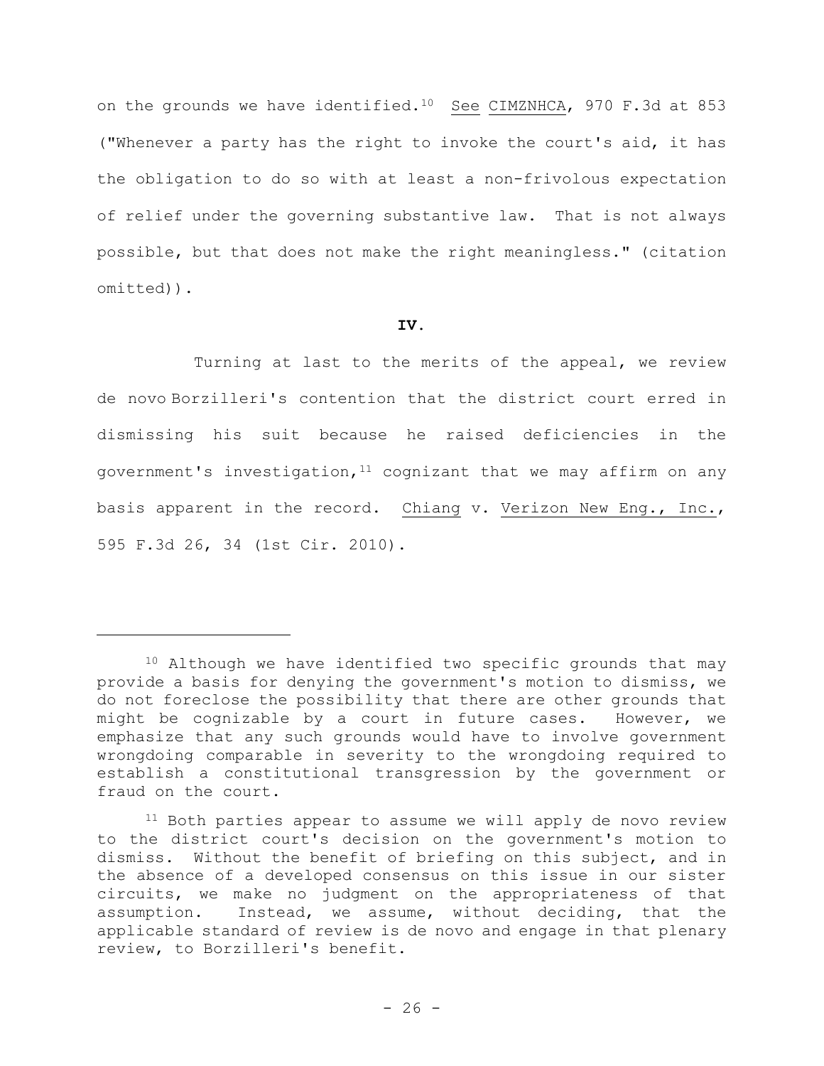on the grounds we have identified.[10] See CIMZNHCA, 970 F.3d at 853 ("Whenever a party has the right to invoke the court's aid, it has the obligation to do so with at least a non-frivolous expectation of relief under the governing substantive law. That is not always possible, but that does not make the right meaningless." (citation omitted)).

## IV.

Turning at last to the merits of the appeal, we review de novo Borzilleri's contention that the district court erred in dismissing his suit because he raised deficiencies in the government's investigation,[11] cognizant that we may affirm on any basis apparent in the record. Chiang v. Verizon New Eng., Inc., 595 F.3d 26, 34 (1st Cir. 2010).

---

[10] Although we have identified two specific grounds that may provide a basis for denying the government's motion to dismiss, we do not foreclose the possibility that there are other grounds that might be cognizable by a court in future cases. However, we emphasize that any such grounds would have to involve government wrongdoing comparable in severity to the wrongdoing required to establish a constitutional transgression by the government or fraud on the court.

[11] Both parties appear to assume we will apply de novo review to the district court's decision on the government's motion to dismiss. Without the benefit of briefing on this subject, and in the absence of a developed consensus on this issue in our sister circuits, we make no judgment on the appropriateness of that assumption. Instead, we assume, without deciding, that the applicable standard of review is de novo and engage in that plenary review, to Borzilleri's benefit.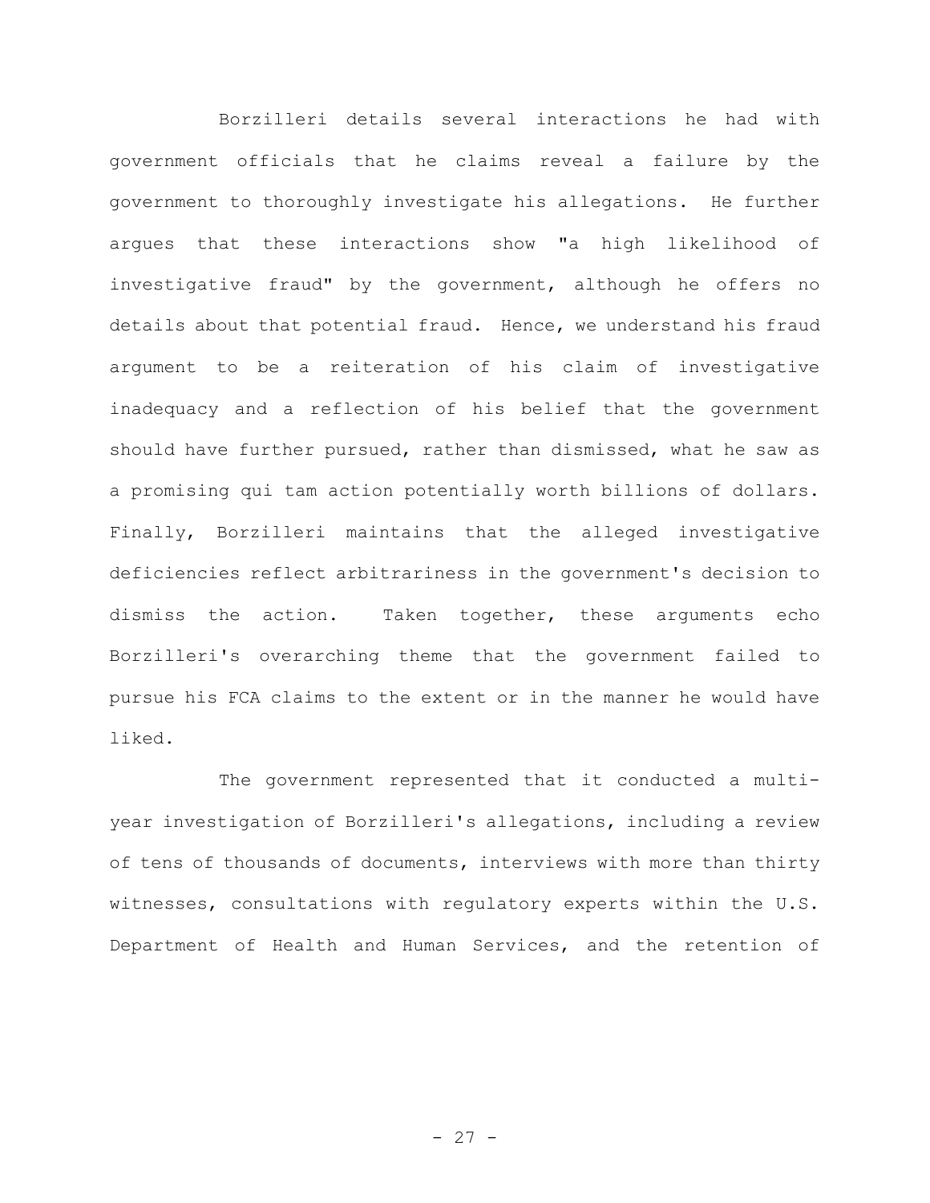Borzilleri details several interactions he had with government officials that he claims reveal a failure by the government to thoroughly investigate his allegations. He further argues that these interactions show "a high likelihood of investigative fraud" by the government, although he offers no details about that potential fraud. Hence, we understand his fraud argument to be a reiteration of his claim of investigative inadequacy and a reflection of his belief that the government should have further pursued, rather than dismissed, what he saw as a promising qui tam action potentially worth billions of dollars. Finally, Borzilleri maintains that the alleged investigative deficiencies reflect arbitrariness in the government's decision to dismiss the action. Taken together, these arguments echo Borzilleri's overarching theme that the government failed to pursue his FCA claims to the extent or in the manner he would have liked.

The government represented that it conducted a multi-year investigation of Borzilleri's allegations, including a review of tens of thousands of documents, interviews with more than thirty witnesses, consultations with regulatory experts within the U.S. Department of Health and Human Services, and the retention of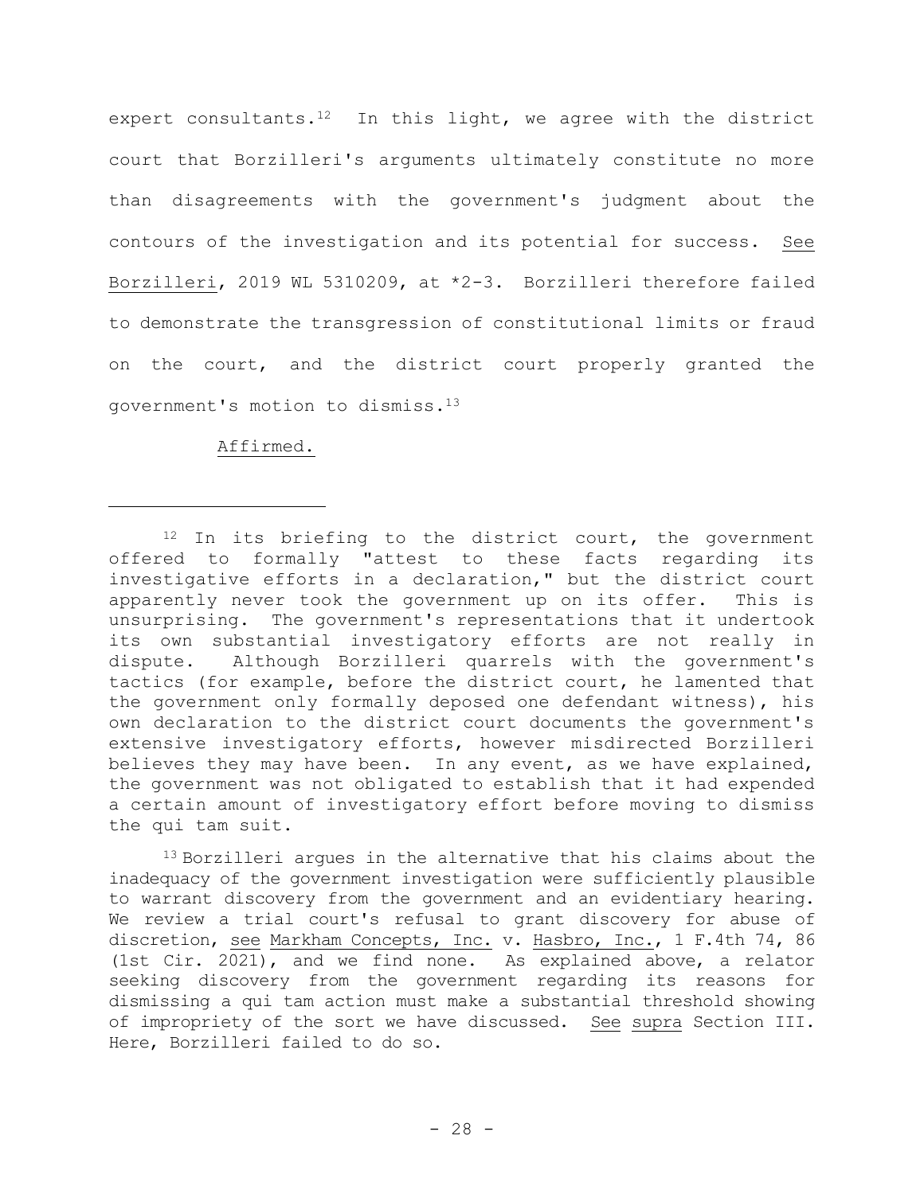expert consultants.[12] In this light, we agree with the district court that Borzilleri's arguments ultimately constitute no more than disagreements with the government's judgment about the contours of the investigation and its potential for success. See Borzilleri, 2019 WL 5310209, at *2-3. Borzilleri therefore failed to demonstrate the transgression of constitutional limits or fraud on the court, and the district court properly granted the government's motion to dismiss.[13]

Affirmed.

---

[12] In its briefing to the district court, the government offered to formally "attest to these facts regarding its investigative efforts in a declaration," but the district court apparently never took the government up on its offer. This is unsurprising. The government's representations that it undertook its own substantial investigatory efforts are not really in dispute. Although Borzilleri quarrels with the government's tactics (for example, before the district court, he lamented that the government only formally deposed one defendant witness), his own declaration to the district court documents the government's extensive investigatory efforts, however misdirected Borzilleri believes they may have been. In any event, as we have explained, the government was not obligated to establish that it had expended a certain amount of investigatory effort before moving to dismiss the qui tam suit.

[13] Borzilleri argues in the alternative that his claims about the inadequacy of the government investigation were sufficiently plausible to warrant discovery from the government and an evidentiary hearing. We review a trial court's refusal to grant discovery for abuse of discretion, see Markham Concepts, Inc. v. Hasbro, Inc., 1 F.4th 74, 86 (1st Cir. 2021), and we find none. As explained above, a relator seeking discovery from the government regarding its reasons for dismissing a qui tam action must make a substantial threshold showing of impropriety of the sort we have discussed. See supra Section III. Here, Borzilleri failed to do so.